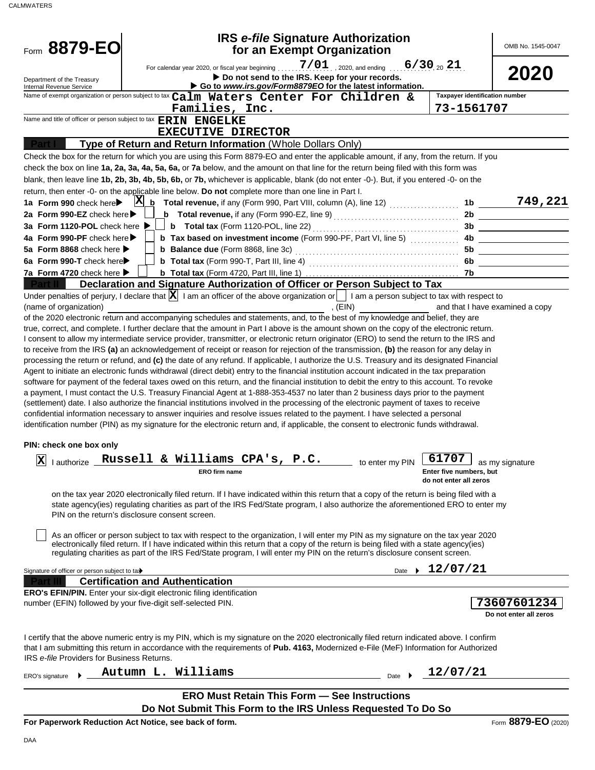CALMWATERS

# Form 8879-EO

## IRS *e-file* Signature Authorization for an Exempt Organization

OMB No. 1545-0047

**2020**

For calendar year 2020, or fiscal year beginning 7/01, 2020, and ending 6/30, 20 21

▶ Do not send to the IRS. Keep for your records.

▶ Go to *www.irs.gov/Form8879EO* for the latest information.

Department of the Treasury
Internal Revenue Service

Name of exempt organization or person subject to tax: **Calm Waters Center For Children & Families, Inc.**

Taxpayer identification number: **73-1561707**

Name and title of officer or person subject to tax: **ERIN ENGELKE**
**EXECUTIVE DIRECTOR**

### Part I — Type of Return and Return Information (Whole Dollars Only)

Check the box for the return for which you are using this Form 8879-EO and enter the applicable amount, if any, from the return. If you check the box on line **1a, 2a, 3a, 4a, 5a, 6a,** or **7a** below, and the amount on that line for the return being filed with this form was blank, then leave line **1b, 2b, 3b, 4b, 5b, 6b,** or **7b,** whichever is applicable, blank (do not enter -0-). But, if you entered -0- on the return, then enter -0- on the applicable line below. **Do not** complete more than one line in Part I.

| | | | |
|---|---|---|---|
| **1a Form 990** check here ▶ [X] | **b Total revenue,** if any (Form 990, Part VIII, column (A), line 12) | 1b | 749,221 |
| **2a Form 990-EZ** check here ▶ [ ] | **b Total revenue,** if any (Form 990-EZ, line 9) | 2b | |
| **3a Form 1120-POL** check here ▶ [ ] | **b Total tax** (Form 1120-POL, line 22) | 3b | |
| **4a Form 990-PF** check here ▶ [ ] | **b Tax based on investment income** (Form 990-PF, Part VI, line 5) | 4b | |
| **5a Form 8868** check here ▶ [ ] | **b Balance due** (Form 8868, line 3c) | 5b | |
| **6a Form 990-T** check here ▶ [ ] | **b Total tax** (Form 990-T, Part III, line 4) | 6b | |
| **7a Form 4720** check here ▶ [ ] | **b Total tax** (Form 4720, Part III, line 1) | 7b | |

### Part II — Declaration and Signature Authorization of Officer or Person Subject to Tax

Under penalties of perjury, I declare that [X] I am an officer of the above organization or [ ] I am a person subject to tax with respect to (name of organization) ____________, (EIN) ____________ and that I have examined a copy of the 2020 electronic return and accompanying schedules and statements, and, to the best of my knowledge and belief, they are true, correct, and complete. I further declare that the amount in Part I above is the amount shown on the copy of the electronic return. I consent to allow my intermediate service provider, transmitter, or electronic return originator (ERO) to send the return to the IRS and to receive from the IRS **(a)** an acknowledgement of receipt or reason for rejection of the transmission, **(b)** the reason for any delay in processing the return or refund, and **(c)** the date of any refund. If applicable, I authorize the U.S. Treasury and its designated Financial Agent to initiate an electronic funds withdrawal (direct debit) entry to the financial institution account indicated in the tax preparation software for payment of the federal taxes owed on this return, and the financial institution to debit the entry to this account. To revoke a payment, I must contact the U.S. Treasury Financial Agent at 1-888-353-4537 no later than 2 business days prior to the payment (settlement) date. I also authorize the financial institutions involved in the processing of the electronic payment of taxes to receive confidential information necessary to answer inquiries and resolve issues related to the payment. I have selected a personal identification number (PIN) as my signature for the electronic return and, if applicable, the consent to electronic funds withdrawal.

**PIN: check one box only**

[X] I authorize **Russell & Williams CPA's, P.C.** (ERO firm name) to enter my PIN **61707** (Enter five numbers, but do not enter all zeros) as my signature on the tax year 2020 electronically filed return. If I have indicated within this return that a copy of the return is being filed with a state agency(ies) regulating charities as part of the IRS Fed/State program, I also authorize the aforementioned ERO to enter my PIN on the return's disclosure consent screen.

[ ] As an officer or person subject to tax with respect to the organization, I will enter my PIN as my signature on the tax year 2020 electronically filed return. If I have indicated within this return that a copy of the return is being filed with a state agency(ies) regulating charities as part of the IRS Fed/State program, I will enter my PIN on the return's disclosure consent screen.

Signature of officer or person subject to tax ▶ ____________ Date ▶ **12/07/21**

### Part III — Certification and Authentication

**ERO's EFIN/PIN.** Enter your six-digit electronic filing identification number (EFIN) followed by your five-digit self-selected PIN. **73607601234** (Do not enter all zeros)

I certify that the above numeric entry is my PIN, which is my signature on the 2020 electronically filed return indicated above. I confirm that I am submitting this return in accordance with the requirements of **Pub. 4163,** Modernized e-File (MeF) Information for Authorized IRS *e-file* Providers for Business Returns.

ERO's signature ▶ **Autumn L. Williams** Date ▶ **12/07/21**

**ERO Must Retain This Form — See Instructions**
**Do Not Submit This Form to the IRS Unless Requested To Do So**

**For Paperwork Reduction Act Notice, see back of form.** Form **8879-EO** (2020)

DAA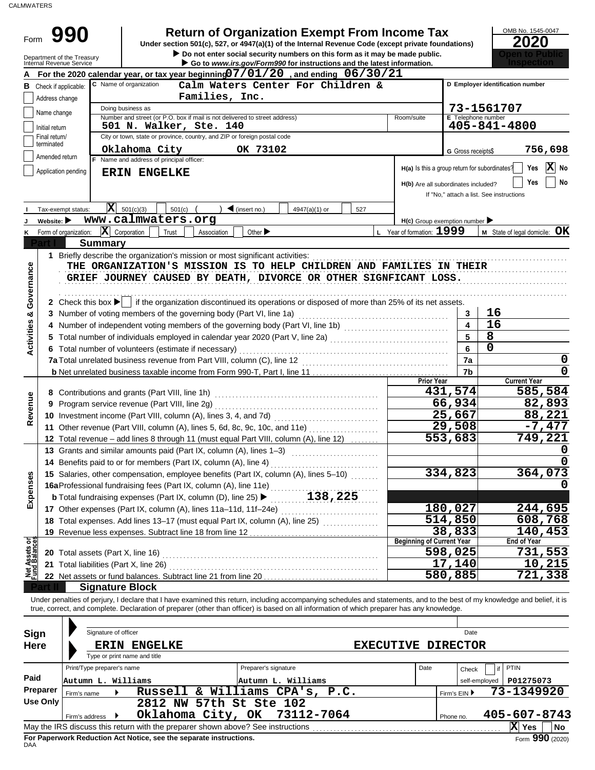CALMWATERS

# Form 990 — Return of Organization Exempt From Income Tax

OMB No. 1545-0047

**2020**

**Open to Public Inspection**

Under section 501(c), 527, or 4947(a)(1) of the Internal Revenue Code (except private foundations)

▶ Do not enter social security numbers on this form as it may be made public.

▶ Go to *www.irs.gov/Form990* for instructions and the latest information.

Department of the Treasury
Internal Revenue Service

**A** For the 2020 calendar year, or tax year beginning **07/01/20**, and ending **06/30/21**

**B** Check if applicable:
- Address change
- Name change
- Initial return
- Final return/terminated
- Amended return
- Application pending

**C** Name of organization: **Calm Waters Center For Children & Families, Inc.**

Doing business as

Number and street (or P.O. box if mail is not delivered to street address): **501 N. Walker, Ste. 140** Room/suite

City or town, state or province, country, and ZIP or foreign postal code: **Oklahoma City OK 73102**

**D** Employer identification number: **73-1561707**

**E** Telephone number: **405-841-4800**

**G** Gross receipts $ **756,698**

**F** Name and address of principal officer: **ERIN ENGELKE**

**H(a)** Is this a group return for subordinates? Yes [X] No

**H(b)** Are all subordinates included? Yes No
If "No," attach a list. See instructions

**I** Tax-exempt status: [X] 501(c)(3) 501(c) ( ) ◀ (insert no.) 4947(a)(1) or 527

**J** Website: ▶ **www.calmwaters.org**

**H(c)** Group exemption number ▶

**K** Form of organization: [X] Corporation Trust Association Other ▶

**L** Year of formation: **1999**

**M** State of legal domicile: **OK**

## Part I Summary

**Activities & Governance**

1 Briefly describe the organization's mission or most significant activities:
THE ORGANIZATION'S MISSION IS TO HELP CHILDREN AND FAMILIES IN THEIR GRIEF JOURNEY CAUSED BY DEATH, DIVORCE OR OTHER SIGNFICANT LOSS.

2 Check this box ▶ [ ] if the organization discontinued its operations or disposed of more than 25% of its net assets.

| | | Line | |
|---|---|---|---|
| 3 | Number of voting members of the governing body (Part VI, line 1a) | 3 | 16 |
| 4 | Number of independent voting members of the governing body (Part VI, line 1b) | 4 | 16 |
| 5 | Total number of individuals employed in calendar year 2020 (Part V, line 2a) | 5 | 8 |
| 6 | Total number of volunteers (estimate if necessary) | 6 | 0 |
| 7a | Total unrelated business revenue from Part VIII, column (C), line 12 | 7a | 0 |
| b | Net unrelated business taxable income from Form 990-T, Part I, line 11 | 7b | 0 |

**Revenue / Expenses**

| | | Prior Year | Current Year |
|---|---|---|---|
| 8 | Contributions and grants (Part VIII, line 1h) | 431,574 | 585,584 |
| 9 | Program service revenue (Part VIII, line 2g) | 66,934 | 82,893 |
| 10 | Investment income (Part VIII, column (A), lines 3, 4, and 7d) | 25,667 | 88,221 |
| 11 | Other revenue (Part VIII, column (A), lines 5, 6d, 8c, 9c, 10c, and 11e) | 29,508 | -7,477 |
| 12 | Total revenue – add lines 8 through 11 (must equal Part VIII, column (A), line 12) | 553,683 | 749,221 |
| 13 | Grants and similar amounts paid (Part IX, column (A), lines 1–3) | | 0 |
| 14 | Benefits paid to or for members (Part IX, column (A), line 4) | | 0 |
| 15 | Salaries, other compensation, employee benefits (Part IX, column (A), lines 5–10) | 334,823 | 364,073 |
| 16a | Professional fundraising fees (Part IX, column (A), line 11e) | | 0 |
| b | Total fundraising expenses (Part IX, column (D), line 25) ▶ 138,225 | | |
| 17 | Other expenses (Part IX, column (A), lines 11a–11d, 11f–24e) | 180,027 | 244,695 |
| 18 | Total expenses. Add lines 13–17 (must equal Part IX, column (A), line 25) | 514,850 | 608,768 |
| 19 | Revenue less expenses. Subtract line 18 from line 12 | 38,833 | 140,453 |

**Net Assets or Fund Balances**

| | | Beginning of Current Year | End of Year |
|---|---|---|---|
| 20 | Total assets (Part X, line 16) | 598,025 | 731,553 |
| 21 | Total liabilities (Part X, line 26) | 17,140 | 10,215 |
| 22 | Net assets or fund balances. Subtract line 21 from line 20 | 580,885 | 721,338 |

## Part II Signature Block

Under penalties of perjury, I declare that I have examined this return, including accompanying schedules and statements, and to the best of my knowledge and belief, it is true, correct, and complete. Declaration of preparer (other than officer) is based on all information of which preparer has any knowledge.

**Sign Here**

Signature of officer Date

**ERIN ENGELKE EXECUTIVE DIRECTOR**

Type or print name and title

**Paid Preparer Use Only**

| Print/Type preparer's name | Preparer's signature | Date | Check if self-employed | PTIN |
|---|---|---|---|---|
| Autumn L. Williams | Autumn L. Williams | | | P01275073 |

Firm's name ▶ **Russell & Williams CPA's, P.C.** Firm's EIN ▶ **73-1349920**

Firm's address ▶ **2812 NW 57th St Ste 102, Oklahoma City, OK 73112-7064** Phone no. **405-607-8743**

May the IRS discuss this return with the preparer shown above? See instructions [X] Yes No

**For Paperwork Reduction Act Notice, see the separate instructions.**

DAA Form **990** (2020)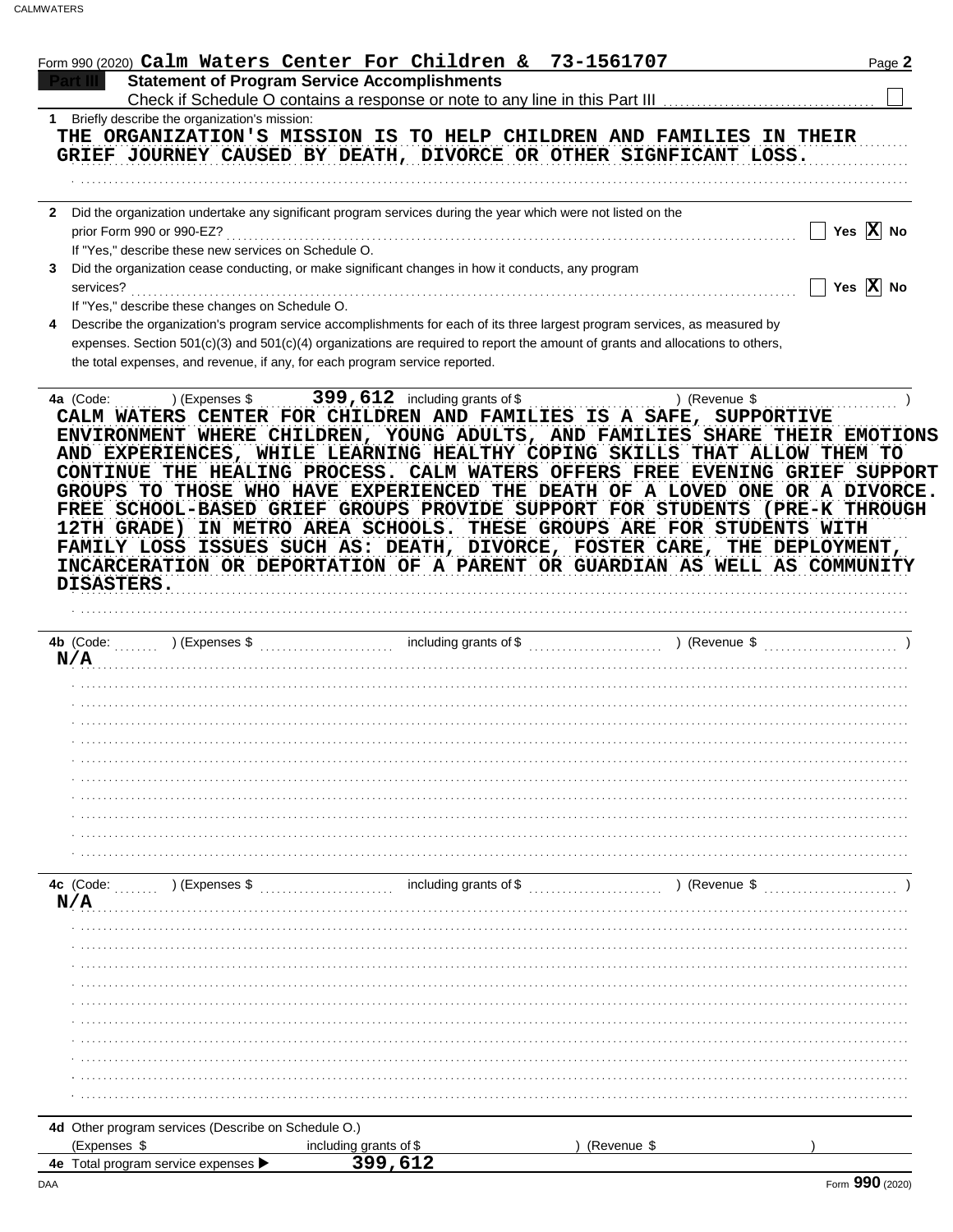Form 990 (2020) **Calm Waters Center For Children & 73-1561707**

## Part III — Statement of Program Service Accomplishments

Check if Schedule O contains a response or note to any line in this Part III ☐

**1** Briefly describe the organization's mission:

THE ORGANIZATION'S MISSION IS TO HELP CHILDREN AND FAMILIES IN THEIR GRIEF JOURNEY CAUSED BY DEATH, DIVORCE OR OTHER SIGNFICANT LOSS.

**2** Did the organization undertake any significant program services during the year which were not listed on the prior Form 990 or 990-EZ? ☐ Yes ☒ No

If "Yes," describe these new services on Schedule O.

**3** Did the organization cease conducting, or make significant changes in how it conducts, any program services? ☐ Yes ☒ No

If "Yes," describe these changes on Schedule O.

**4** Describe the organization's program service accomplishments for each of its three largest program services, as measured by expenses. Section 501(c)(3) and 501(c)(4) organizations are required to report the amount of grants and allocations to others, the total expenses, and revenue, if any, for each program service reported.

**4a** (Code: ) (Expenses $ 399,612 including grants of $ ) (Revenue $ )

CALM WATERS CENTER FOR CHILDREN AND FAMILIES IS A SAFE, SUPPORTIVE ENVIRONMENT WHERE CHILDREN, YOUNG ADULTS, AND FAMILIES SHARE THEIR EMOTIONS AND EXPERIENCES, WHILE LEARNING HEALTHY COPING SKILLS THAT ALLOW THEM TO CONTINUE THE HEALING PROCESS. CALM WATERS OFFERS FREE EVENING GRIEF SUPPORT GROUPS TO THOSE WHO HAVE EXPERIENCED THE DEATH OF A LOVED ONE OR A DIVORCE. FREE SCHOOL-BASED GRIEF GROUPS PROVIDE SUPPORT FOR STUDENTS (PRE-K THROUGH 12TH GRADE) IN METRO AREA SCHOOLS. THESE GROUPS ARE FOR STUDENTS WITH FAMILY LOSS ISSUES SUCH AS: DEATH, DIVORCE, FOSTER CARE, THE DEPLOYMENT, INCARCERATION OR DEPORTATION OF A PARENT OR GUARDIAN AS WELL AS COMMUNITY DISASTERS.

**4b** (Code: ) (Expenses $ including grants of $ ) (Revenue $ )

N/A

**4c** (Code: ) (Expenses $ including grants of $ ) (Revenue $ )

N/A

**4d** Other program services (Describe on Schedule O.)

(Expenses $ including grants of $ ) (Revenue $ )

**4e** Total program service expenses ▶ 399,612

Form **990** (2020)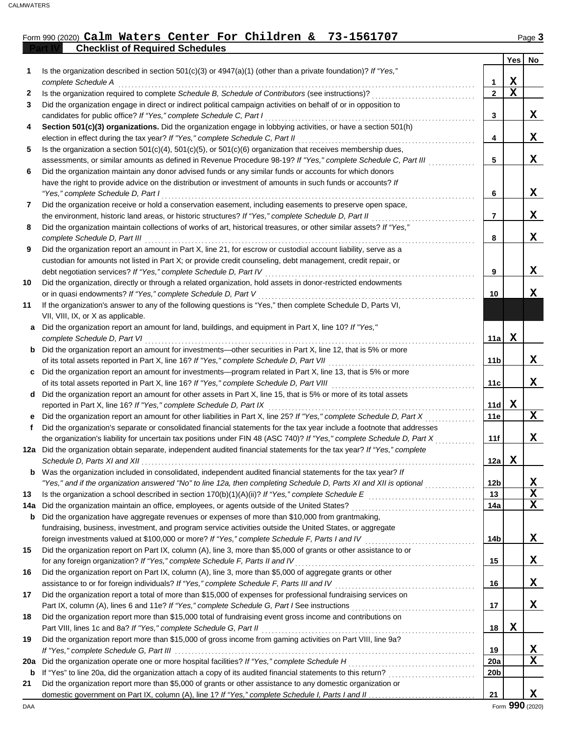Form 990 (2020) **Calm Waters Center For Children & 73-1561707** Page **3**

## Part IV Checklist of Required Schedules

| | | | Yes | No |
|---|---|---|---|---|
| **1** | Is the organization described in section 501(c)(3) or 4947(a)(1) (other than a private foundation)? *If "Yes," complete Schedule A* | **1** | X | |
| **2** | Is the organization required to complete *Schedule B, Schedule of Contributors* (see instructions)? | **2** | X | |
| **3** | Did the organization engage in direct or indirect political campaign activities on behalf of or in opposition to candidates for public office? *If "Yes," complete Schedule C, Part I* | **3** | | X |
| **4** | **Section 501(c)(3) organizations.** Did the organization engage in lobbying activities, or have a section 501(h) election in effect during the tax year? *If "Yes," complete Schedule C, Part II* | **4** | | X |
| **5** | Is the organization a section 501(c)(4), 501(c)(5), or 501(c)(6) organization that receives membership dues, assessments, or similar amounts as defined in Revenue Procedure 98-19? *If "Yes," complete Schedule C, Part III* | **5** | | X |
| **6** | Did the organization maintain any donor advised funds or any similar funds or accounts for which donors have the right to provide advice on the distribution or investment of amounts in such funds or accounts? *If "Yes," complete Schedule D, Part I* | **6** | | X |
| **7** | Did the organization receive or hold a conservation easement, including easements to preserve open space, the environment, historic land areas, or historic structures? *If "Yes," complete Schedule D, Part II* | **7** | | X |
| **8** | Did the organization maintain collections of works of art, historical treasures, or other similar assets? *If "Yes," complete Schedule D, Part III* | **8** | | X |
| **9** | Did the organization report an amount in Part X, line 21, for escrow or custodial account liability, serve as a custodian for amounts not listed in Part X; or provide credit counseling, debt management, credit repair, or debt negotiation services? *If "Yes," complete Schedule D, Part IV* | **9** | | X |
| **10** | Did the organization, directly or through a related organization, hold assets in donor-restricted endowments or in quasi endowments? *If "Yes," complete Schedule D, Part V* | **10** | | X |
| **11** | If the organization's answer to any of the following questions is "Yes," then complete Schedule D, Parts VI, VII, VIII, IX, or X as applicable. | | | |
| **a** | Did the organization report an amount for land, buildings, and equipment in Part X, line 10? *If "Yes," complete Schedule D, Part VI* | **11a** | X | |
| **b** | Did the organization report an amount for investments—other securities in Part X, line 12, that is 5% or more of its total assets reported in Part X, line 16? *If "Yes," complete Schedule D, Part VII* | **11b** | | X |
| **c** | Did the organization report an amount for investments—program related in Part X, line 13, that is 5% or more of its total assets reported in Part X, line 16? *If "Yes," complete Schedule D, Part VIII* | **11c** | | X |
| **d** | Did the organization report an amount for other assets in Part X, line 15, that is 5% or more of its total assets reported in Part X, line 16? *If "Yes," complete Schedule D, Part IX* | **11d** | X | |
| **e** | Did the organization report an amount for other liabilities in Part X, line 25? *If "Yes," complete Schedule D, Part X* | **11e** | | X |
| **f** | Did the organization's separate or consolidated financial statements for the tax year include a footnote that addresses the organization's liability for uncertain tax positions under FIN 48 (ASC 740)? *If "Yes," complete Schedule D, Part X* | **11f** | | X |
| **12a** | Did the organization obtain separate, independent audited financial statements for the tax year? *If "Yes," complete Schedule D, Parts XI and XII* | **12a** | X | |
| **b** | Was the organization included in consolidated, independent audited financial statements for the tax year? *If "Yes," and if the organization answered "No" to line 12a, then completing Schedule D, Parts XI and XII is optional* | **12b** | | X |
| **13** | Is the organization a school described in section 170(b)(1)(A)(ii)? *If "Yes," complete Schedule E* | **13** | | X |
| **14a** | Did the organization maintain an office, employees, or agents outside of the United States? | **14a** | | X |
| **b** | Did the organization have aggregate revenues or expenses of more than $10,000 from grantmaking, fundraising, business, investment, and program service activities outside the United States, or aggregate foreign investments valued at $100,000 or more? *If "Yes," complete Schedule F, Parts I and IV* | **14b** | | X |
| **15** | Did the organization report on Part IX, column (A), line 3, more than $5,000 of grants or other assistance to or for any foreign organization? *If "Yes," complete Schedule F, Parts II and IV* | **15** | | X |
| **16** | Did the organization report on Part IX, column (A), line 3, more than $5,000 of aggregate grants or other assistance to or for foreign individuals? *If "Yes," complete Schedule F, Parts III and IV* | **16** | | X |
| **17** | Did the organization report a total of more than $15,000 of expenses for professional fundraising services on Part IX, column (A), lines 6 and 11e? *If "Yes," complete Schedule G, Part I* See instructions | **17** | | X |
| **18** | Did the organization report more than $15,000 total of fundraising event gross income and contributions on Part VIII, lines 1c and 8a? *If "Yes," complete Schedule G, Part II* | **18** | X | |
| **19** | Did the organization report more than $15,000 of gross income from gaming activities on Part VIII, line 9a? *If "Yes," complete Schedule G, Part III* | **19** | | X |
| **20a** | Did the organization operate one or more hospital facilities? *If "Yes," complete Schedule H* | **20a** | | X |
| **b** | If "Yes" to line 20a, did the organization attach a copy of its audited financial statements to this return? | **20b** | | |
| **21** | Did the organization report more than $5,000 of grants or other assistance to any domestic organization or domestic government on Part IX, column (A), line 1? *If "Yes," complete Schedule I, Parts I and II* | **21** | | X |

DAA Form **990** (2020)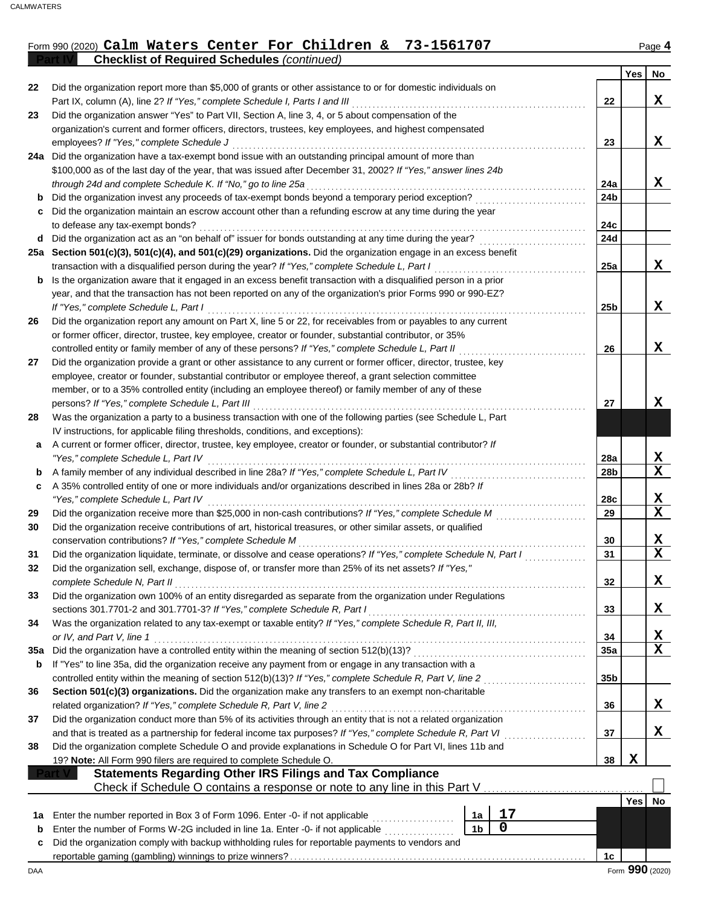Form 990 (2020) **Calm Waters Center For Children & 73-1561707** Page **4**

**Part IV Checklist of Required Schedules** *(continued)*

| | | | Yes | No |
|---|---|---|---|---|
| 22 | Did the organization report more than $5,000 of grants or other assistance to or for domestic individuals on Part IX, column (A), line 2? *If "Yes," complete Schedule I, Parts I and III* | 22 | | X |
| 23 | Did the organization answer "Yes" to Part VII, Section A, line 3, 4, or 5 about compensation of the organization's current and former officers, directors, trustees, key employees, and highest compensated employees? *If "Yes," complete Schedule J* | 23 | | X |
| 24a | Did the organization have a tax-exempt bond issue with an outstanding principal amount of more than $100,000 as of the last day of the year, that was issued after December 31, 2002? *If "Yes," answer lines 24b through 24d and complete Schedule K. If "No," go to line 25a* | 24a | | X |
| b | Did the organization invest any proceeds of tax-exempt bonds beyond a temporary period exception? | 24b | | |
| c | Did the organization maintain an escrow account other than a refunding escrow at any time during the year to defease any tax-exempt bonds? | 24c | | |
| d | Did the organization act as an "on behalf of" issuer for bonds outstanding at any time during the year? | 24d | | |
| 25a | **Section 501(c)(3), 501(c)(4), and 501(c)(29) organizations.** Did the organization engage in an excess benefit transaction with a disqualified person during the year? *If "Yes," complete Schedule L, Part I* | 25a | | X |
| b | Is the organization aware that it engaged in an excess benefit transaction with a disqualified person in a prior year, and that the transaction has not been reported on any of the organization's prior Forms 990 or 990-EZ? *If "Yes," complete Schedule L, Part I* | 25b | | X |
| 26 | Did the organization report any amount on Part X, line 5 or 22, for receivables from or payables to any current or former officer, director, trustee, key employee, creator or founder, substantial contributor, or 35% controlled entity or family member of any of these persons? *If "Yes," complete Schedule L, Part II* | 26 | | X |
| 27 | Did the organization provide a grant or other assistance to any current or former officer, director, trustee, key employee, creator or founder, substantial contributor or employee thereof, a grant selection committee member, or to a 35% controlled entity (including an employee thereof) or family member of any of these persons? *If "Yes," complete Schedule L, Part III* | 27 | | X |
| 28 | Was the organization a party to a business transaction with one of the following parties (see Schedule L, Part IV instructions, for applicable filing thresholds, conditions, and exceptions): | | | |
| a | A current or former officer, director, trustee, key employee, creator or founder, or substantial contributor? *If "Yes," complete Schedule L, Part IV* | 28a | | X |
| b | A family member of any individual described in line 28a? *If "Yes," complete Schedule L, Part IV* | 28b | | X |
| c | A 35% controlled entity of one or more individuals and/or organizations described in lines 28a or 28b? *If "Yes," complete Schedule L, Part IV* | 28c | | X |
| 29 | Did the organization receive more than $25,000 in non-cash contributions? *If "Yes," complete Schedule M* | 29 | | X |
| 30 | Did the organization receive contributions of art, historical treasures, or other similar assets, or qualified conservation contributions? *If "Yes," complete Schedule M* | 30 | | X |
| 31 | Did the organization liquidate, terminate, or dissolve and cease operations? *If "Yes," complete Schedule N, Part I* | 31 | | X |
| 32 | Did the organization sell, exchange, dispose of, or transfer more than 25% of its net assets? *If "Yes," complete Schedule N, Part II* | 32 | | X |
| 33 | Did the organization own 100% of an entity disregarded as separate from the organization under Regulations sections 301.7701-2 and 301.7701-3? *If "Yes," complete Schedule R, Part I* | 33 | | X |
| 34 | Was the organization related to any tax-exempt or taxable entity? *If "Yes," complete Schedule R, Part II, III, or IV, and Part V, line 1* | 34 | | X |
| 35a | Did the organization have a controlled entity within the meaning of section 512(b)(13)? | 35a | | X |
| b | If "Yes" to line 35a, did the organization receive any payment from or engage in any transaction with a controlled entity within the meaning of section 512(b)(13)? *If "Yes," complete Schedule R, Part V, line 2* | 35b | | |
| 36 | **Section 501(c)(3) organizations.** Did the organization make any transfers to an exempt non-charitable related organization? *If "Yes," complete Schedule R, Part V, line 2* | 36 | | X |
| 37 | Did the organization conduct more than 5% of its activities through an entity that is not a related organization and that is treated as a partnership for federal income tax purposes? *If "Yes," complete Schedule R, Part VI* | 37 | | X |
| 38 | Did the organization complete Schedule O and provide explanations in Schedule O for Part VI, lines 11b and 19? **Note:** All Form 990 filers are required to complete Schedule O. | 38 | X | |

**Part V Statements Regarding Other IRS Filings and Tax Compliance**

Check if Schedule O contains a response or note to any line in this Part V ☐

| | | | | | Yes | No |
|---|---|---|---|---|---|---|
| 1a | Enter the number reported in Box 3 of Form 1096. Enter -0- if not applicable | 1a | 17 | | | |
| b | Enter the number of Forms W-2G included in line 1a. Enter -0- if not applicable | 1b | 0 | | | |
| c | Did the organization comply with backup withholding rules for reportable payments to vendors and reportable gaming (gambling) winnings to prize winners? | | | 1c | | |

DAA Form **990** (2020)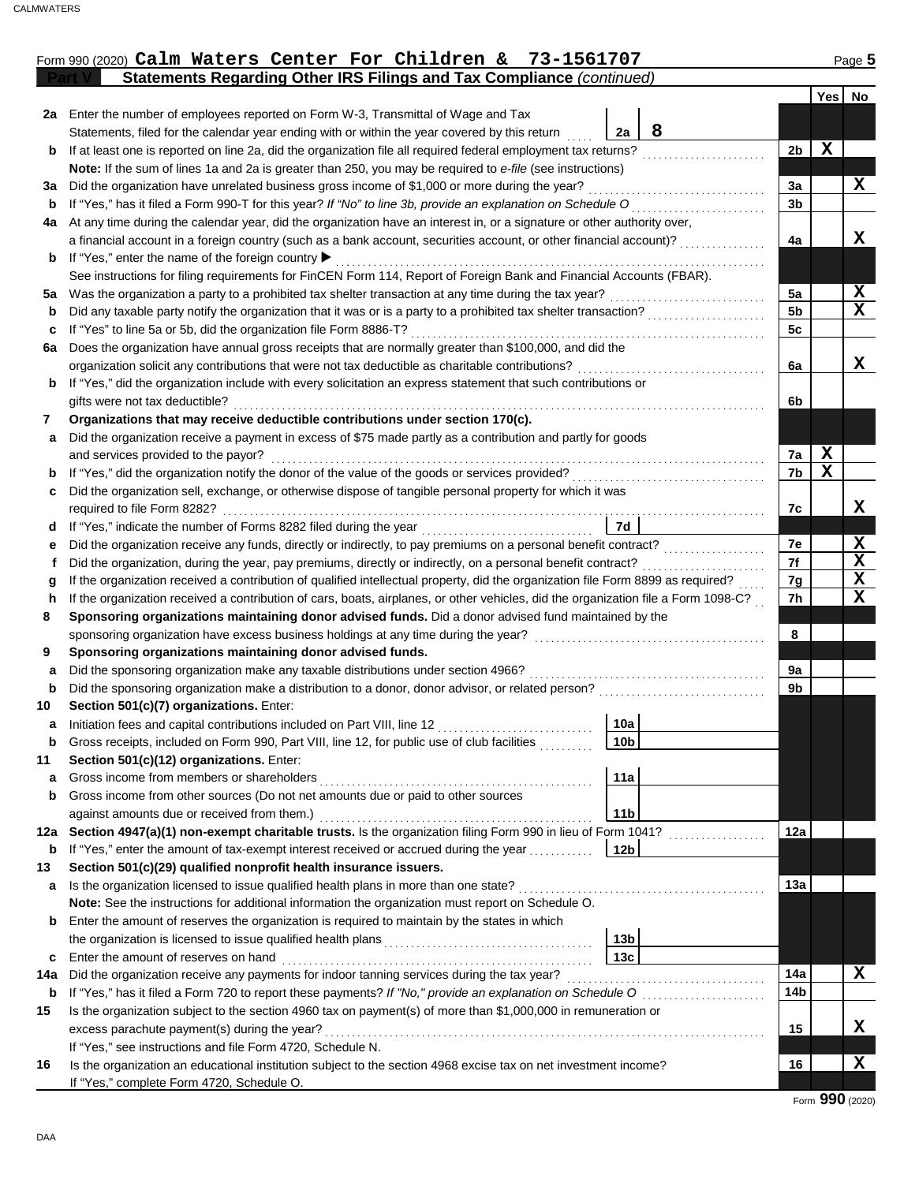Form 990 (2020) **Calm Waters Center For Children & 73-1561707** Page 5

## Part V Statements Regarding Other IRS Filings and Tax Compliance *(continued)*

| | | | | Yes | No |
|---|---|---|---|---|---|
| **2a** | Enter the number of employees reported on Form W-3, Transmittal of Wage and Tax Statements, filed for the calendar year ending with or within the year covered by this return | 2a | 8 | | |
| **b** | If at least one is reported on line 2a, did the organization file all required federal employment tax returns? | | | 2b X | |
| | **Note:** If the sum of lines 1a and 2a is greater than 250, you may be required to *e-file* (see instructions) | | | | |
| **3a** | Did the organization have unrelated business gross income of $1,000 or more during the year? | | | 3a | X |
| **b** | If "Yes," has it filed a Form 990-T for this year? *If "No" to line 3b, provide an explanation on Schedule O* | | | 3b | |
| **4a** | At any time during the calendar year, did the organization have an interest in, or a signature or other authority over, a financial account in a foreign country (such as a bank account, securities account, or other financial account)? | | | 4a | X |
| **b** | If "Yes," enter the name of the foreign country ▶ | | | | |
| | See instructions for filing requirements for FinCEN Form 114, Report of Foreign Bank and Financial Accounts (FBAR). | | | | |
| **5a** | Was the organization a party to a prohibited tax shelter transaction at any time during the tax year? | | | 5a | X |
| **b** | Did any taxable party notify the organization that it was or is a party to a prohibited tax shelter transaction? | | | 5b | X |
| **c** | If "Yes" to line 5a or 5b, did the organization file Form 8886-T? | | | 5c | |
| **6a** | Does the organization have annual gross receipts that are normally greater than $100,000, and did the organization solicit any contributions that were not tax deductible as charitable contributions? | | | 6a | X |
| **b** | If "Yes," did the organization include with every solicitation an express statement that such contributions or gifts were not tax deductible? | | | 6b | |
| **7** | **Organizations that may receive deductible contributions under section 170(c).** | | | | |
| **a** | Did the organization receive a payment in excess of $75 made partly as a contribution and partly for goods and services provided to the payor? | | | 7a X | |
| **b** | If "Yes," did the organization notify the donor of the value of the goods or services provided? | | | 7b X | |
| **c** | Did the organization sell, exchange, or otherwise dispose of tangible personal property for which it was required to file Form 8282? | | | 7c | X |
| **d** | If "Yes," indicate the number of Forms 8282 filed during the year | 7d | | | |
| **e** | Did the organization receive any funds, directly or indirectly, to pay premiums on a personal benefit contract? | | | 7e | X |
| **f** | Did the organization, during the year, pay premiums, directly or indirectly, on a personal benefit contract? | | | 7f | X |
| **g** | If the organization received a contribution of qualified intellectual property, did the organization file Form 8899 as required? | | | 7g | X |
| **h** | If the organization received a contribution of cars, boats, airplanes, or other vehicles, did the organization file a Form 1098-C? | | | 7h | X |
| **8** | **Sponsoring organizations maintaining donor advised funds.** Did a donor advised fund maintained by the sponsoring organization have excess business holdings at any time during the year? | | | 8 | |
| **9** | **Sponsoring organizations maintaining donor advised funds.** | | | | |
| **a** | Did the sponsoring organization make any taxable distributions under section 4966? | | | 9a | |
| **b** | Did the sponsoring organization make a distribution to a donor, donor advisor, or related person? | | | 9b | |
| **10** | **Section 501(c)(7) organizations.** Enter: | | | | |
| **a** | Initiation fees and capital contributions included on Part VIII, line 12 | 10a | | | |
| **b** | Gross receipts, included on Form 990, Part VIII, line 12, for public use of club facilities | 10b | | | |
| **11** | **Section 501(c)(12) organizations.** Enter: | | | | |
| **a** | Gross income from members or shareholders | 11a | | | |
| **b** | Gross income from other sources (Do not net amounts due or paid to other sources against amounts due or received from them.) | 11b | | | |
| **12a** | **Section 4947(a)(1) non-exempt charitable trusts.** Is the organization filing Form 990 in lieu of Form 1041? | | | 12a | |
| **b** | If "Yes," enter the amount of tax-exempt interest received or accrued during the year | 12b | | | |
| **13** | **Section 501(c)(29) qualified nonprofit health insurance issuers.** | | | | |
| **a** | Is the organization licensed to issue qualified health plans in more than one state? | | | 13a | |
| | **Note:** See the instructions for additional information the organization must report on Schedule O. | | | | |
| **b** | Enter the amount of reserves the organization is required to maintain by the states in which the organization is licensed to issue qualified health plans | 13b | | | |
| **c** | Enter the amount of reserves on hand | 13c | | | |
| **14a** | Did the organization receive any payments for indoor tanning services during the tax year? | | | 14a | X |
| **b** | If "Yes," has it filed a Form 720 to report these payments? *If "No," provide an explanation on Schedule O* | | | 14b | |
| **15** | Is the organization subject to the section 4960 tax on payment(s) of more than $1,000,000 in remuneration or excess parachute payment(s) during the year? | | | 15 | X |
| | If "Yes," see instructions and file Form 4720, Schedule N. | | | | |
| **16** | Is the organization an educational institution subject to the section 4968 excise tax on net investment income? | | | 16 | X |
| | If "Yes," complete Form 4720, Schedule O. | | | | |

Form **990** (2020)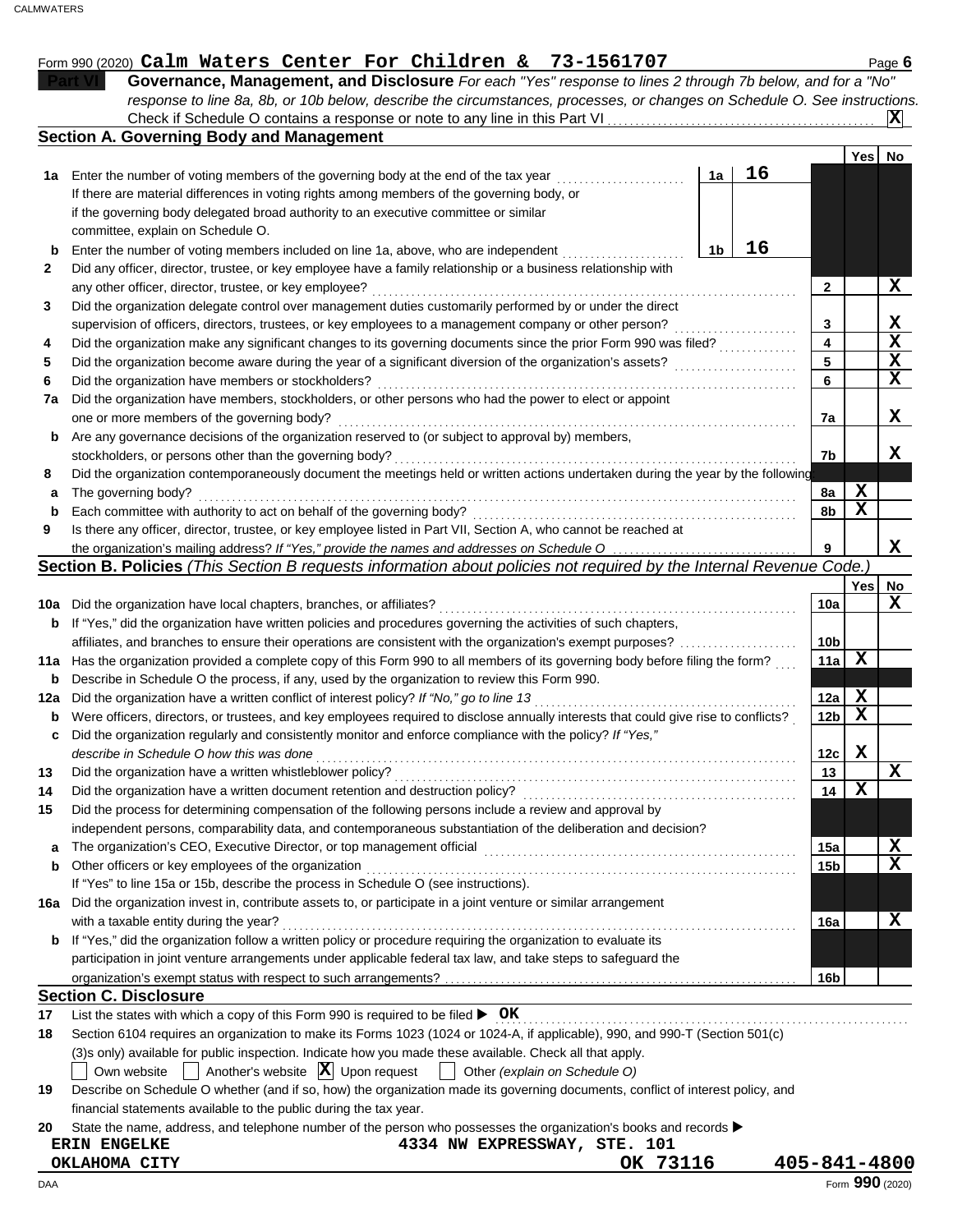Form 990 (2020) **Calm Waters Center For Children & 73-1561707** Page **6**

## Part VI Governance, Management, and Disclosure

*For each "Yes" response to lines 2 through 7b below, and for a "No" response to line 8a, 8b, or 10b below, describe the circumstances, processes, or changes on Schedule O. See instructions.*

Check if Schedule O contains a response or note to any line in this Part VI . . . . . . . . . . **X**

### Section A. Governing Body and Management

| | | | | | Yes | No |
|---|---|---|---|---|---|---|
| **1a** | Enter the number of voting members of the governing body at the end of the tax year | 1a | 16 | | | |
| | If there are material differences in voting rights among members of the governing body, or if the governing body delegated broad authority to an executive committee or similar committee, explain on Schedule O. | | | | | |
| **b** | Enter the number of voting members included on line 1a, above, who are independent | 1b | 16 | | | |
| **2** | Did any officer, director, trustee, or key employee have a family relationship or a business relationship with any other officer, director, trustee, or key employee? | | | 2 | | X |
| **3** | Did the organization delegate control over management duties customarily performed by or under the direct supervision of officers, directors, trustees, or key employees to a management company or other person? | | | 3 | | X |
| **4** | Did the organization make any significant changes to its governing documents since the prior Form 990 was filed? | | | 4 | | X |
| **5** | Did the organization become aware during the year of a significant diversion of the organization's assets? | | | 5 | | X |
| **6** | Did the organization have members or stockholders? | | | 6 | | X |
| **7a** | Did the organization have members, stockholders, or other persons who had the power to elect or appoint one or more members of the governing body? | | | 7a | | X |
| **b** | Are any governance decisions of the organization reserved to (or subject to approval by) members, stockholders, or persons other than the governing body? | | | 7b | | X |
| **8** | Did the organization contemporaneously document the meetings held or written actions undertaken during the year by the following: | | | | | |
| **a** | The governing body? | | | 8a | X | |
| **b** | Each committee with authority to act on behalf of the governing body? | | | 8b | X | |
| **9** | Is there any officer, director, trustee, or key employee listed in Part VII, Section A, who cannot be reached at the organization's mailing address? *If "Yes," provide the names and addresses on Schedule O* | | | 9 | | X |

### Section B. Policies *(This Section B requests information about policies not required by the Internal Revenue Code.)*

| | | | Yes | No |
|---|---|---|---|---|
| **10a** | Did the organization have local chapters, branches, or affiliates? | 10a | | X |
| **b** | If "Yes," did the organization have written policies and procedures governing the activities of such chapters, affiliates, and branches to ensure their operations are consistent with the organization's exempt purposes? | 10b | | |
| **11a** | Has the organization provided a complete copy of this Form 990 to all members of its governing body before filing the form? | 11a | X | |
| **b** | Describe in Schedule O the process, if any, used by the organization to review this Form 990. | | | |
| **12a** | Did the organization have a written conflict of interest policy? *If "No," go to line 13* | 12a | X | |
| **b** | Were officers, directors, or trustees, and key employees required to disclose annually interests that could give rise to conflicts? | 12b | X | |
| **c** | Did the organization regularly and consistently monitor and enforce compliance with the policy? *If "Yes," describe in Schedule O how this was done* | 12c | X | |
| **13** | Did the organization have a written whistleblower policy? | 13 | | X |
| **14** | Did the organization have a written document retention and destruction policy? | 14 | X | |
| **15** | Did the process for determining compensation of the following persons include a review and approval by independent persons, comparability data, and contemporaneous substantiation of the deliberation and decision? | | | |
| **a** | The organization's CEO, Executive Director, or top management official | 15a | | X |
| **b** | Other officers or key employees of the organization | 15b | | X |
| | If "Yes" to line 15a or 15b, describe the process in Schedule O (see instructions). | | | |
| **16a** | Did the organization invest in, contribute assets to, or participate in a joint venture or similar arrangement with a taxable entity during the year? | 16a | | X |
| **b** | If "Yes," did the organization follow a written policy or procedure requiring the organization to evaluate its participation in joint venture arrangements under applicable federal tax law, and take steps to safeguard the organization's exempt status with respect to such arrangements? | 16b | | |

### Section C. Disclosure

**17** List the states with which a copy of this Form 990 is required to be filed ▶ **OK**

**18** Section 6104 requires an organization to make its Forms 1023 (1024 or 1024-A, if applicable), 990, and 990-T (Section 501(c)(3)s only) available for public inspection. Indicate how you made these available. Check all that apply.

☐ Own website ☐ Another's website **☒** Upon request ☐ Other *(explain on Schedule O)*

**19** Describe on Schedule O whether (and if so, how) the organization made its governing documents, conflict of interest policy, and financial statements available to the public during the tax year.

**20** State the name, address, and telephone number of the person who possesses the organization's books and records ▶

**ERIN ENGELKE** **4334 NW EXPRESSWAY, STE. 101**
**OKLAHOMA CITY** **OK 73116** **405-841-4800**

Form **990** (2020)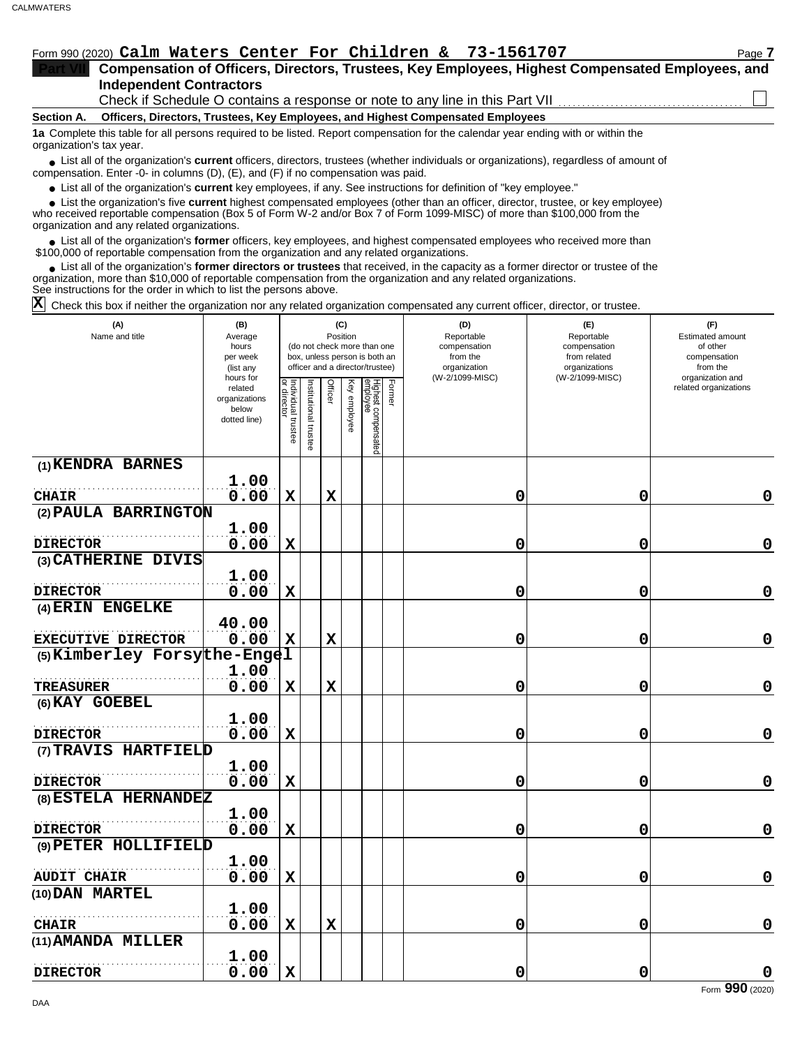Form 990 (2020) **Calm Waters Center For Children & 73-1561707**

## Part VII Compensation of Officers, Directors, Trustees, Key Employees, Highest Compensated Employees, and Independent Contractors

Check if Schedule O contains a response or note to any line in this Part VII ☐

**Section A. Officers, Directors, Trustees, Key Employees, and Highest Compensated Employees**

**1a** Complete this table for all persons required to be listed. Report compensation for the calendar year ending with or within the organization's tax year.

- List all of the organization's **current** officers, directors, trustees (whether individuals or organizations), regardless of amount of compensation. Enter -0- in columns (D), (E), and (F) if no compensation was paid.
- List all of the organization's **current** key employees, if any. See instructions for definition of "key employee."
- List the organization's five **current** highest compensated employees (other than an officer, director, trustee, or key employee) who received reportable compensation (Box 5 of Form W-2 and/or Box 7 of Form 1099-MISC) of more than $100,000 from the organization and any related organizations.
- List all of the organization's **former** officers, key employees, and highest compensated employees who received more than $100,000 of reportable compensation from the organization and any related organizations.
- List all of the organization's **former directors or trustees** that received, in the capacity as a former director or trustee of the organization, more than $10,000 of reportable compensation from the organization and any related organizations.

See instructions for the order in which to list the persons above.

☒ Check this box if neither the organization nor any related organization compensated any current officer, director, or trustee.

| (A) Name and title | (B) Average hours per week (list any hours for related organizations below dotted line) | (C) Position (do not check more than one box, unless person is both an officer and a director/trustee) | | | | | | (D) Reportable compensation from the organization (W-2/1099-MISC) | (E) Reportable compensation from related organizations (W-2/1099-MISC) | (F) Estimated amount of other compensation from the organization and related organizations |
|---|---|---|---|---|---|---|---|---|---|---|
| | | Individual trustee or director | Institutional trustee | Officer | Key employee | Highest compensated employee | Former | | | |
| (1) KENDRA BARNES<br>CHAIR | 1.00<br>0.00 | X | | X | | | | 0 | 0 | 0 |
| (2) PAULA BARRINGTON<br>DIRECTOR | 1.00<br>0.00 | X | | | | | | 0 | 0 | 0 |
| (3) CATHERINE DIVIS<br>DIRECTOR | 1.00<br>0.00 | X | | | | | | 0 | 0 | 0 |
| (4) ERIN ENGELKE<br>EXECUTIVE DIRECTOR | 40.00<br>0.00 | X | | X | | | | 0 | 0 | 0 |
| (5) Kimberley Forsythe-Engel<br>TREASURER | 1.00<br>0.00 | X | | X | | | | 0 | 0 | 0 |
| (6) KAY GOEBEL<br>DIRECTOR | 1.00<br>0.00 | X | | | | | | 0 | 0 | 0 |
| (7) TRAVIS HARTFIELD<br>DIRECTOR | 1.00<br>0.00 | X | | | | | | 0 | 0 | 0 |
| (8) ESTELA HERNANDEZ<br>DIRECTOR | 1.00<br>0.00 | X | | | | | | 0 | 0 | 0 |
| (9) PETER HOLLIFIELD<br>AUDIT CHAIR | 1.00<br>0.00 | X | | | | | | 0 | 0 | 0 |
| (10) DAN MARTEL<br>CHAIR | 1.00<br>0.00 | X | | X | | | | 0 | 0 | 0 |
| (11) AMANDA MILLER<br>DIRECTOR | 1.00<br>0.00 | X | | | | | | 0 | 0 | 0 |

Form **990** (2020)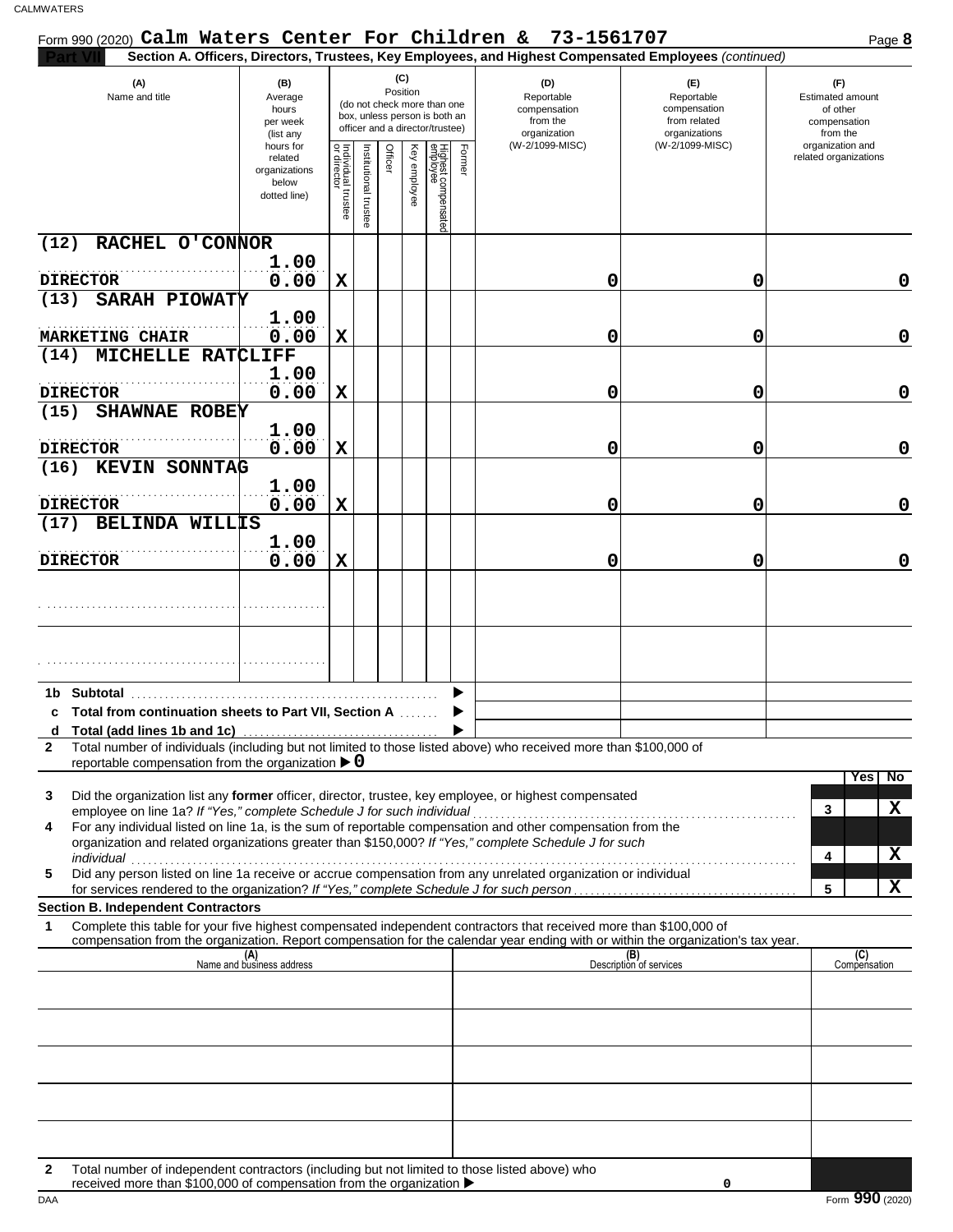Form 990 (2020) **Calm Waters Center For Children & 73-1561707** Page **8**

**Part VII** **Section A. Officers, Directors, Trustees, Key Employees, and Highest Compensated Employees** *(continued)*

| (A) Name and title | (B) Average hours per week (list any hours for related organizations below dotted line) | (C) Position: Individual trustee or director | Institutional trustee | Officer | Key employee | Highest compensated employee | Former | (D) Reportable compensation from the organization (W-2/1099-MISC) | (E) Reportable compensation from related organizations (W-2/1099-MISC) | (F) Estimated amount of other compensation from the organization and related organizations |
|---|---|---|---|---|---|---|---|---|---|---|
| (12) RACHEL O'CONNOR<br>DIRECTOR | 1.00<br>0.00 | X | | | | | | 0 | 0 | 0 |
| (13) SARAH PIOWATY<br>MARKETING CHAIR | 1.00<br>0.00 | X | | | | | | 0 | 0 | 0 |
| (14) MICHELLE RATCLIFF<br>DIRECTOR | 1.00<br>0.00 | X | | | | | | 0 | 0 | 0 |
| (15) SHAWNAE ROBEY<br>DIRECTOR | 1.00<br>0.00 | X | | | | | | 0 | 0 | 0 |
| (16) KEVIN SONNTAG<br>DIRECTOR | 1.00<br>0.00 | X | | | | | | 0 | 0 | 0 |
| (17) BELINDA WILLIS<br>DIRECTOR | 1.00<br>0.00 | X | | | | | | 0 | 0 | 0 |
| | | | | | | | | | | |
| | | | | | | | | | | |
| **1b Subtotal** | | | | | | | | | | |
| **c Total from continuation sheets to Part VII, Section A** | | | | | | | | | | |
| **d Total (add lines 1b and 1c)** | | | | | | | | | | |

**2** Total number of individuals (including but not limited to those listed above) who received more than $100,000 of reportable compensation from the organization ▶ **0**

| | | | Yes | No |
|---|---|---|---|---|
| **3** | Did the organization list any **former** officer, director, trustee, key employee, or highest compensated employee on line 1a? *If "Yes," complete Schedule J for such individual* | 3 | | X |
| **4** | For any individual listed on line 1a, is the sum of reportable compensation and other compensation from the organization and related organizations greater than $150,000? *If "Yes," complete Schedule J for such individual* | 4 | | X |
| **5** | Did any person listed on line 1a receive or accrue compensation from any unrelated organization or individual for services rendered to the organization? *If "Yes," complete Schedule J for such person* | 5 | | X |

**Section B. Independent Contractors**

**1** Complete this table for your five highest compensated independent contractors that received more than $100,000 of compensation from the organization. Report compensation for the calendar year ending with or within the organization's tax year.

| (A) Name and business address | (B) Description of services | (C) Compensation |
|---|---|---|
| | | |
| | | |
| | | |
| | | |
| | | |

**2** Total number of independent contractors (including but not limited to those listed above) who received more than $100,000 of compensation from the organization ▶ 0

DAA Form **990** (2020)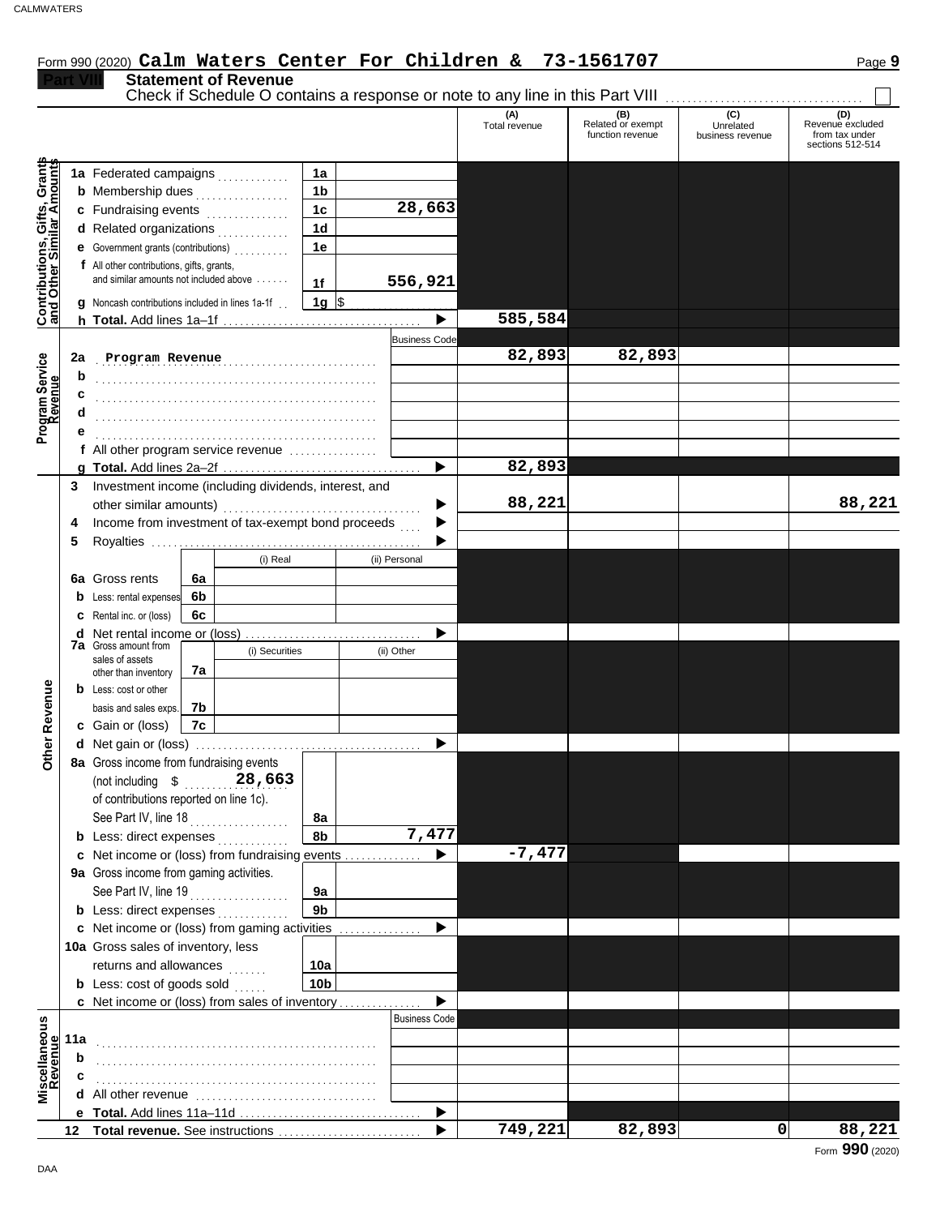Form 990 (2020) **Calm Waters Center For Children & 73-1561707** Page **9**

## Part VIII Statement of Revenue

Check if Schedule O contains a response or note to any line in this Part VIII

| | | | | (A) Total revenue | (B) Related or exempt function revenue | (C) Unrelated business revenue | (D) Revenue excluded from tax under sections 512-514 |
|---|---|---|---|---|---|---|---|
| **Contributions, Gifts, Grants and Other Similar Amounts** | 1a Federated campaigns | 1a | | | | | |
| | b Membership dues | 1b | | | | | |
| | c Fundraising events | 1c | 28,663 | | | | |
| | d Related organizations | 1d | | | | | |
| | e Government grants (contributions) | 1e | | | | | |
| | f All other contributions, gifts, grants, and similar amounts not included above | 1f | 556,921 | | | | |
| | g Noncash contributions included in lines 1a-1f | 1g | $ | | | | |
| | h **Total.** Add lines 1a–1f | | | 585,584 | | | |
| **Program Service Revenue** | | | Business Code | | | | |
| | 2a Program Revenue | | | 82,893 | 82,893 | | |
| | b | | | | | | |
| | c | | | | | | |
| | d | | | | | | |
| | e | | | | | | |
| | f All other program service revenue | | | | | | |
| | g **Total.** Add lines 2a–2f | | | 82,893 | | | |
| **Other Revenue** | 3 Investment income (including dividends, interest, and other similar amounts) | | | 88,221 | | | 88,221 |
| | 4 Income from investment of tax-exempt bond proceeds | | | | | | |
| | 5 Royalties | | | | | | |
| | | | (i) Real | (ii) Personal | | | |
| | 6a Gross rents | 6a | | | | | |
| | b Less: rental expenses | 6b | | | | | |
| | c Rental inc. or (loss) | 6c | | | | | |
| | d Net rental income or (loss) | | | | | | |
| | | | (i) Securities | (ii) Other | | | |
| | 7a Gross amount from sales of assets other than inventory | 7a | | | | | |
| | b Less: cost or other basis and sales exps. | 7b | | | | | |
| | c Gain or (loss) | 7c | | | | | |
| | d Net gain or (loss) | | | | | | |
| | 8a Gross income from fundraising events (not including $ 28,663 of contributions reported on line 1c). See Part IV, line 18 | 8a | | | | | |
| | b Less: direct expenses | 8b | 7,477 | | | | |
| | c Net income or (loss) from fundraising events | | | -7,477 | | | |
| | 9a Gross income from gaming activities. See Part IV, line 19 | 9a | | | | | |
| | b Less: direct expenses | 9b | | | | | |
| | c Net income or (loss) from gaming activities | | | | | | |
| | 10a Gross sales of inventory, less returns and allowances | 10a | | | | | |
| | b Less: cost of goods sold | 10b | | | | | |
| | c Net income or (loss) from sales of inventory | | | | | | |
| **Miscellaneous Revenue** | | | Business Code | | | | |
| | 11a | | | | | | |
| | b | | | | | | |
| | c | | | | | | |
| | d All other revenue | | | | | | |
| | e **Total.** Add lines 11a–11d | | | | | | |
| | 12 **Total revenue.** See instructions | | | 749,221 | 82,893 | 0 | 88,221 |

Form **990** (2020)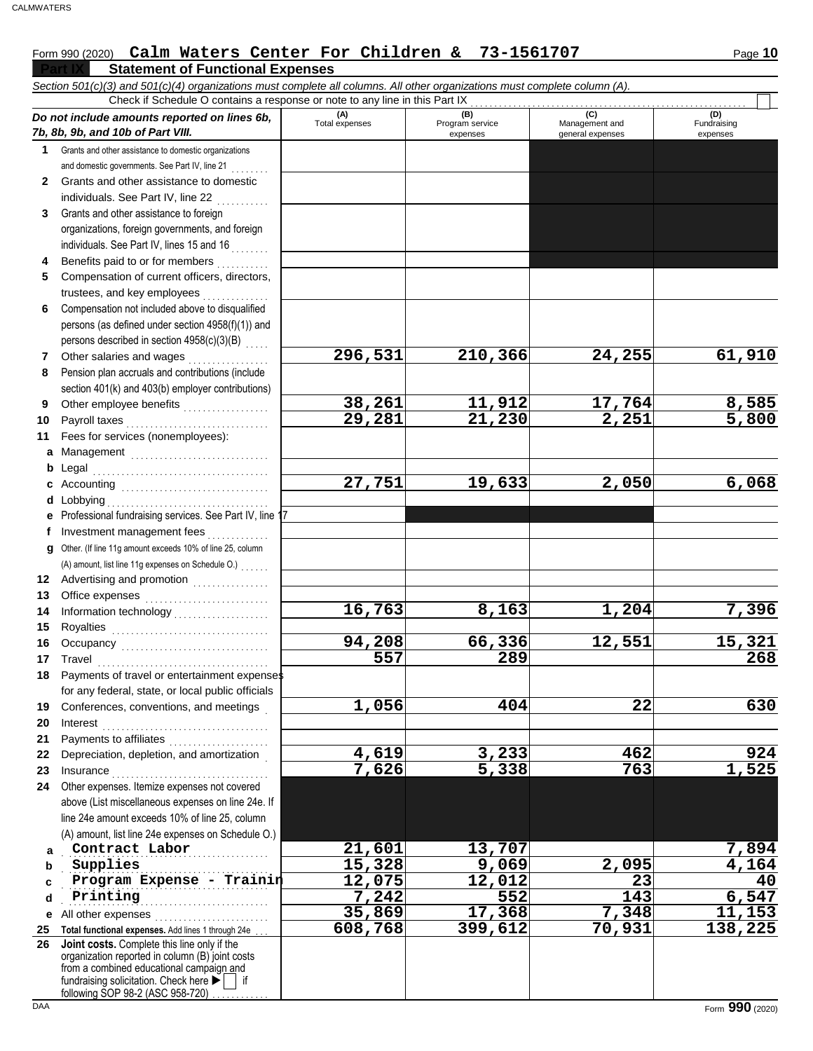Form 990 (2020) **Calm Waters Center For Children & 73-1561707** Page **10**

## Part IX Statement of Functional Expenses

*Section 501(c)(3) and 501(c)(4) organizations must complete all columns. All other organizations must complete column (A).*

Check if Schedule O contains a response or note to any line in this Part IX ☐

| *Do not include amounts reported on lines 6b, 7b, 8b, 9b, and 10b of Part VIII.* | (A) Total expenses | (B) Program service expenses | (C) Management and general expenses | (D) Fundraising expenses |
|---|---|---|---|---|
| **1** Grants and other assistance to domestic organizations and domestic governments. See Part IV, line 21 | | | | |
| **2** Grants and other assistance to domestic individuals. See Part IV, line 22 | | | | |
| **3** Grants and other assistance to foreign organizations, foreign governments, and foreign individuals. See Part IV, lines 15 and 16 | | | | |
| **4** Benefits paid to or for members | | | | |
| **5** Compensation of current officers, directors, trustees, and key employees | | | | |
| **6** Compensation not included above to disqualified persons (as defined under section 4958(f)(1)) and persons described in section 4958(c)(3)(B) | | | | |
| **7** Other salaries and wages | 296,531 | 210,366 | 24,255 | 61,910 |
| **8** Pension plan accruals and contributions (include section 401(k) and 403(b) employer contributions) | | | | |
| **9** Other employee benefits | 38,261 | 11,912 | 17,764 | 8,585 |
| **10** Payroll taxes | 29,281 | 21,230 | 2,251 | 5,800 |
| **11** Fees for services (nonemployees): | | | | |
| **a** Management | | | | |
| **b** Legal | | | | |
| **c** Accounting | 27,751 | 19,633 | 2,050 | 6,068 |
| **d** Lobbying | | | | |
| **e** Professional fundraising services. See Part IV, line 17 | | | | |
| **f** Investment management fees | | | | |
| **g** Other. (If line 11g amount exceeds 10% of line 25, column (A) amount, list line 11g expenses on Schedule O.) | | | | |
| **12** Advertising and promotion | | | | |
| **13** Office expenses | | | | |
| **14** Information technology | 16,763 | 8,163 | 1,204 | 7,396 |
| **15** Royalties | | | | |
| **16** Occupancy | 94,208 | 66,336 | 12,551 | 15,321 |
| **17** Travel | 557 | 289 | | 268 |
| **18** Payments of travel or entertainment expenses for any federal, state, or local public officials | | | | |
| **19** Conferences, conventions, and meetings | 1,056 | 404 | 22 | 630 |
| **20** Interest | | | | |
| **21** Payments to affiliates | | | | |
| **22** Depreciation, depletion, and amortization | 4,619 | 3,233 | 462 | 924 |
| **23** Insurance | 7,626 | 5,338 | 763 | 1,525 |
| **24** Other expenses. Itemize expenses not covered above (List miscellaneous expenses on line 24e. If line 24e amount exceeds 10% of line 25, column (A) amount, list line 24e expenses on Schedule O.) | | | | |
| **a** Contract Labor | 21,601 | 13,707 | | 7,894 |
| **b** Supplies | 15,328 | 9,069 | 2,095 | 4,164 |
| **c** Program Expense - Trainin | 12,075 | 12,012 | 23 | 40 |
| **d** Printing | 7,242 | 552 | 143 | 6,547 |
| **e** All other expenses | 35,869 | 17,368 | 7,348 | 11,153 |
| **25 Total functional expenses.** Add lines 1 through 24e | 608,768 | 399,612 | 70,931 | 138,225 |
| **26 Joint costs.** Complete this line only if the organization reported in column (B) joint costs from a combined educational campaign and fundraising solicitation. Check here ▶ ☐ if following SOP 98-2 (ASC 958-720) | | | | |

DAA Form **990** (2020)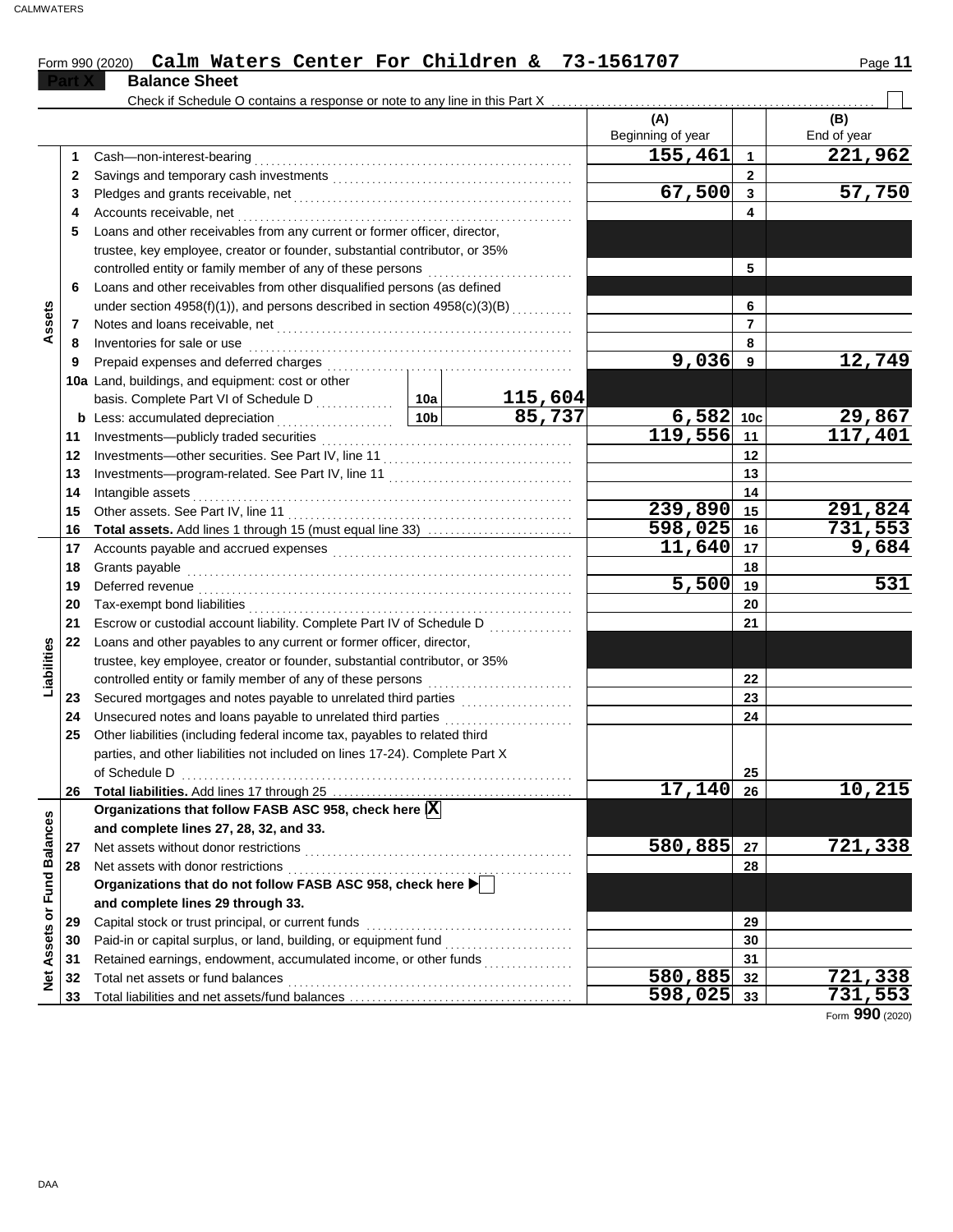Form 990 (2020) **Calm Waters Center For Children & 73-1561707**

## Part X Balance Sheet

Check if Schedule O contains a response or note to any line in this Part X . . . . . ☐

| | | | | (A) Beginning of year | | (B) End of year |
|---|---|---|---|---|---|---|
| **Assets** | 1 | Cash—non-interest-bearing | | 155,461 | 1 | 221,962 |
| | 2 | Savings and temporary cash investments | | | 2 | |
| | 3 | Pledges and grants receivable, net | | 67,500 | 3 | 57,750 |
| | 4 | Accounts receivable, net | | | 4 | |
| | 5 | Loans and other receivables from any current or former officer, director, trustee, key employee, creator or founder, substantial contributor, or 35% controlled entity or family member of any of these persons | | | 5 | |
| | 6 | Loans and other receivables from other disqualified persons (as defined under section 4958(f)(1)), and persons described in section 4958(c)(3)(B) | | | 6 | |
| | 7 | Notes and loans receivable, net | | | 7 | |
| | 8 | Inventories for sale or use | | | 8 | |
| | 9 | Prepaid expenses and deferred charges | | 9,036 | 9 | 12,749 |
| | 10a | Land, buildings, and equipment: cost or other basis. Complete Part VI of Schedule D | 10a 115,604 | | | |
| | b | Less: accumulated depreciation | 10b 85,737 | 6,582 | 10c | 29,867 |
| | 11 | Investments—publicly traded securities | | 119,556 | 11 | 117,401 |
| | 12 | Investments—other securities. See Part IV, line 11 | | | 12 | |
| | 13 | Investments—program-related. See Part IV, line 11 | | | 13 | |
| | 14 | Intangible assets | | | 14 | |
| | 15 | Other assets. See Part IV, line 11 | | 239,890 | 15 | 291,824 |
| | 16 | **Total assets.** Add lines 1 through 15 (must equal line 33) | | 598,025 | 16 | 731,553 |
| **Liabilities** | 17 | Accounts payable and accrued expenses | | 11,640 | 17 | 9,684 |
| | 18 | Grants payable | | | 18 | |
| | 19 | Deferred revenue | | 5,500 | 19 | 531 |
| | 20 | Tax-exempt bond liabilities | | | 20 | |
| | 21 | Escrow or custodial account liability. Complete Part IV of Schedule D | | | 21 | |
| | 22 | Loans and other payables to any current or former officer, director, trustee, key employee, creator or founder, substantial contributor, or 35% controlled entity or family member of any of these persons | | | 22 | |
| | 23 | Secured mortgages and notes payable to unrelated third parties | | | 23 | |
| | 24 | Unsecured notes and loans payable to unrelated third parties | | | 24 | |
| | 25 | Other liabilities (including federal income tax, payables to related third parties, and other liabilities not included on lines 17-24). Complete Part X of Schedule D | | | 25 | |
| | 26 | **Total liabilities.** Add lines 17 through 25 | | 17,140 | 26 | 10,215 |
| **Net Assets or Fund Balances** | | **Organizations that follow FASB ASC 958, check here** ☒ **and complete lines 27, 28, 32, and 33.** | | | | |
| | 27 | Net assets without donor restrictions | | 580,885 | 27 | 721,338 |
| | 28 | Net assets with donor restrictions | | | 28 | |
| | | **Organizations that do not follow FASB ASC 958, check here** ☐ **and complete lines 29 through 33.** | | | | |
| | 29 | Capital stock or trust principal, or current funds | | | 29 | |
| | 30 | Paid-in or capital surplus, or land, building, or equipment fund | | | 30 | |
| | 31 | Retained earnings, endowment, accumulated income, or other funds | | | 31 | |
| | 32 | Total net assets or fund balances | | 580,885 | 32 | 721,338 |
| | 33 | Total liabilities and net assets/fund balances | | 598,025 | 33 | 731,553 |

Form **990** (2020)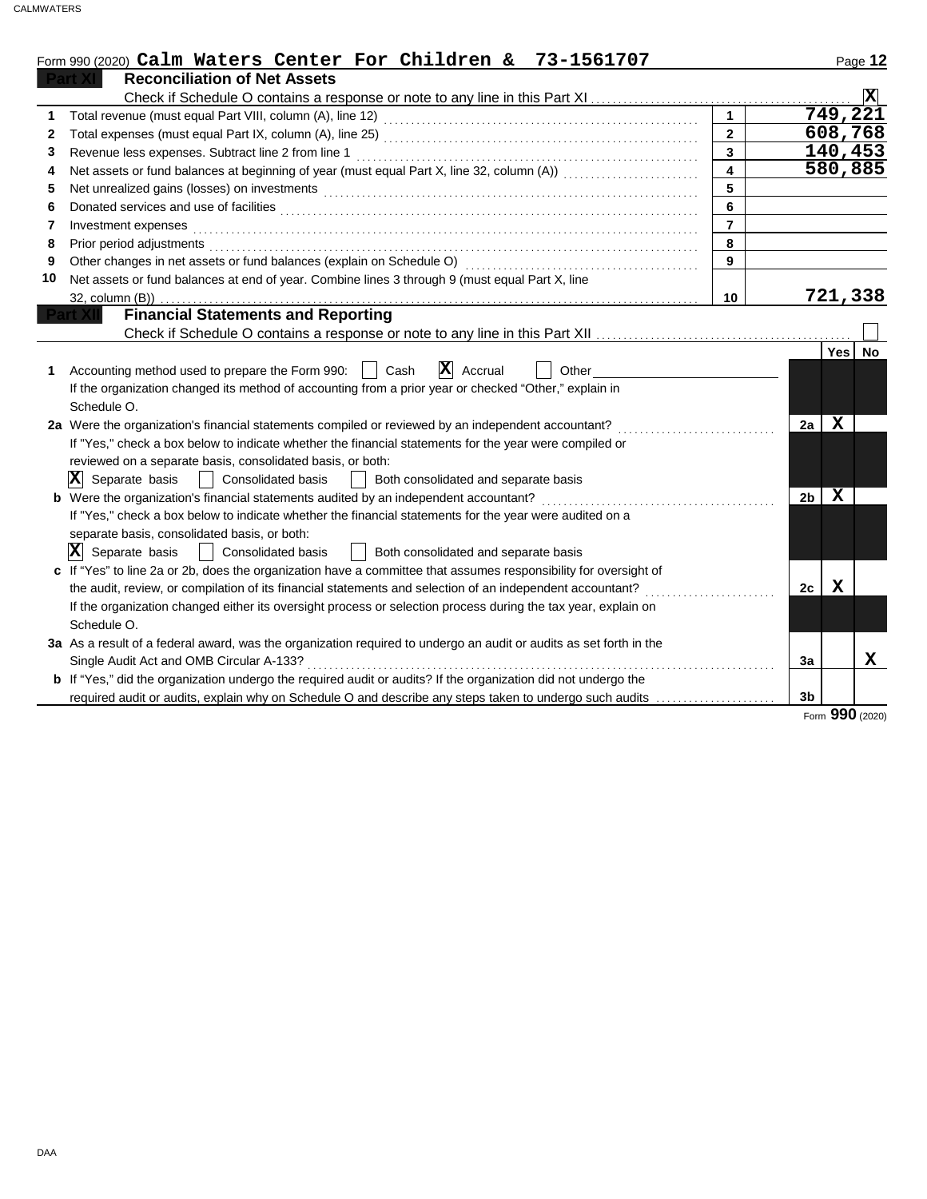Form 990 (2020) **Calm Waters Center For Children & 73-1561707** Page **12**

## Part XI Reconciliation of Net Assets

Check if Schedule O contains a response or note to any line in this Part XI .......... **X**

| | | | |
|---|---|---|---|
| 1 | Total revenue (must equal Part VIII, column (A), line 12) | 1 | 749,221 |
| 2 | Total expenses (must equal Part IX, column (A), line 25) | 2 | 608,768 |
| 3 | Revenue less expenses. Subtract line 2 from line 1 | 3 | 140,453 |
| 4 | Net assets or fund balances at beginning of year (must equal Part X, line 32, column (A)) | 4 | 580,885 |
| 5 | Net unrealized gains (losses) on investments | 5 | |
| 6 | Donated services and use of facilities | 6 | |
| 7 | Investment expenses | 7 | |
| 8 | Prior period adjustments | 8 | |
| 9 | Other changes in net assets or fund balances (explain on Schedule O) | 9 | |
| 10 | Net assets or fund balances at end of year. Combine lines 3 through 9 (must equal Part X, line 32, column (B)) | 10 | 721,338 |

## Part XII Financial Statements and Reporting

Check if Schedule O contains a response or note to any line in this Part XII .......... ☐

| | | | Yes | No |
|---|---|---|---|---|
| 1 | Accounting method used to prepare the Form 990: ☐ Cash **X** Accrual ☐ Other<br>If the organization changed its method of accounting from a prior year or checked "Other," explain in Schedule O. | | | |
| 2a | Were the organization's financial statements compiled or reviewed by an independent accountant?<br>If "Yes," check a box below to indicate whether the financial statements for the year were compiled or reviewed on a separate basis, consolidated basis, or both:<br>**X** Separate basis ☐ Consolidated basis ☐ Both consolidated and separate basis | 2a | X | |
| b | Were the organization's financial statements audited by an independent accountant?<br>If "Yes," check a box below to indicate whether the financial statements for the year were audited on a separate basis, consolidated basis, or both:<br>**X** Separate basis ☐ Consolidated basis ☐ Both consolidated and separate basis | 2b | X | |
| c | If "Yes" to line 2a or 2b, does the organization have a committee that assumes responsibility for oversight of the audit, review, or compilation of its financial statements and selection of an independent accountant?<br>If the organization changed either its oversight process or selection process during the tax year, explain on Schedule O. | 2c | X | |
| 3a | As a result of a federal award, was the organization required to undergo an audit or audits as set forth in the Single Audit Act and OMB Circular A-133? | 3a | | X |
| b | If "Yes," did the organization undergo the required audit or audits? If the organization did not undergo the required audit or audits, explain why on Schedule O and describe any steps taken to undergo such audits | 3b | | |

Form **990** (2020)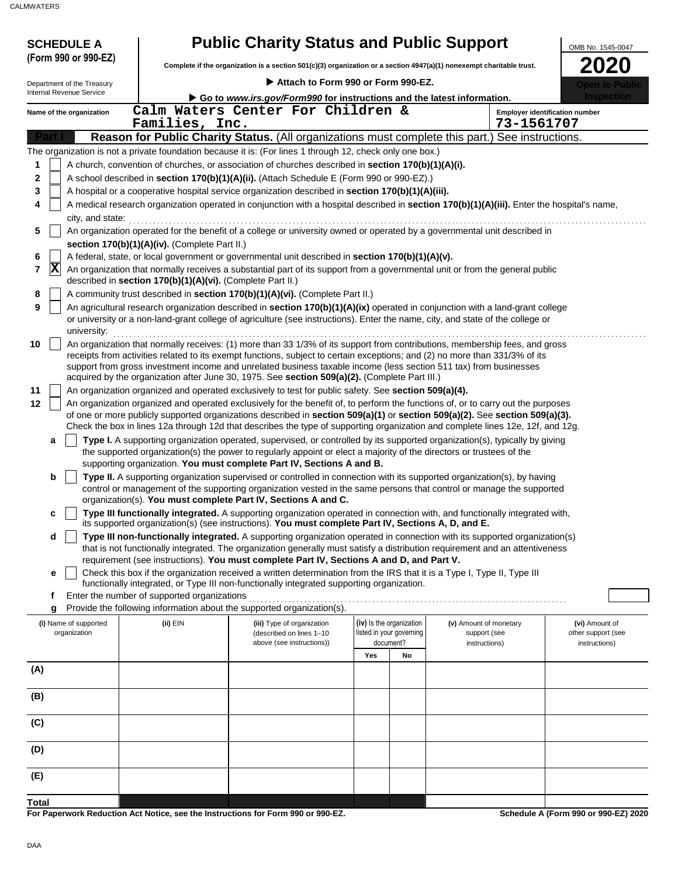CALMWATERS

**SCHEDULE A**
**(Form 990 or 990-EZ)**

Department of the Treasury
Internal Revenue Service

# Public Charity Status and Public Support

**Complete if the organization is a section 501(c)(3) organization or a section 4947(a)(1) nonexempt charitable trust.**

**▶ Attach to Form 990 or Form 990-EZ.**

**▶ Go to *www.irs.gov/Form990* for instructions and the latest information.**

OMB No. 1545-0047

**2020**

**Open to Public Inspection**

Name of the organization: Calm Waters Center For Children & Families, Inc.

Employer identification number: 73-1561707

**Part I** **Reason for Public Charity Status.** (All organizations must complete this part.) See instructions.

The organization is not a private foundation because it is: (For lines 1 through 12, check only one box.)

1 [ ] A church, convention of churches, or association of churches described in **section 170(b)(1)(A)(i).**

2 [ ] A school described in **section 170(b)(1)(A)(ii).** (Attach Schedule E (Form 990 or 990-EZ).)

3 [ ] A hospital or a cooperative hospital service organization described in **section 170(b)(1)(A)(iii).**

4 [ ] A medical research organization operated in conjunction with a hospital described in **section 170(b)(1)(A)(iii).** Enter the hospital's name, city, and state:

5 [ ] An organization operated for the benefit of a college or university owned or operated by a governmental unit described in **section 170(b)(1)(A)(iv).** (Complete Part II.)

6 [ ] A federal, state, or local government or governmental unit described in **section 170(b)(1)(A)(v).**

7 [X] An organization that normally receives a substantial part of its support from a governmental unit or from the general public described in **section 170(b)(1)(A)(vi).** (Complete Part II.)

8 [ ] A community trust described in **section 170(b)(1)(A)(vi).** (Complete Part II.)

9 [ ] An agricultural research organization described in **section 170(b)(1)(A)(ix)** operated in conjunction with a land-grant college or university or a non-land-grant college of agriculture (see instructions). Enter the name, city, and state of the college or university:

10 [ ] An organization that normally receives: (1) more than 33 1/3% of its support from contributions, membership fees, and gross receipts from activities related to its exempt functions, subject to certain exceptions; and (2) no more than 331/3% of its support from gross investment income and unrelated business taxable income (less section 511 tax) from businesses acquired by the organization after June 30, 1975. See **section 509(a)(2).** (Complete Part III.)

11 [ ] An organization organized and operated exclusively to test for public safety. See **section 509(a)(4).**

12 [ ] An organization organized and operated exclusively for the benefit of, to perform the functions of, or to carry out the purposes of one or more publicly supported organizations described in **section 509(a)(1)** or **section 509(a)(2).** See **section 509(a)(3).** Check the box in lines 12a through 12d that describes the type of supporting organization and complete lines 12e, 12f, and 12g.

a [ ] **Type I.** A supporting organization operated, supervised, or controlled by its supported organization(s), typically by giving the supported organization(s) the power to regularly appoint or elect a majority of the directors or trustees of the supporting organization. **You must complete Part IV, Sections A and B.**

b [ ] **Type II.** A supporting organization supervised or controlled in connection with its supported organization(s), by having control or management of the supporting organization vested in the same persons that control or manage the supported organization(s). **You must complete Part IV, Sections A and C.**

c [ ] **Type III functionally integrated.** A supporting organization operated in connection with, and functionally integrated with, its supported organization(s) (see instructions). **You must complete Part IV, Sections A, D, and E.**

d [ ] **Type III non-functionally integrated.** A supporting organization operated in connection with its supported organization(s) that is not functionally integrated. The organization generally must satisfy a distribution requirement and an attentiveness requirement (see instructions). **You must complete Part IV, Sections A and D, and Part V.**

e [ ] Check this box if the organization received a written determination from the IRS that it is a Type I, Type II, Type III functionally integrated, or Type III non-functionally integrated supporting organization.

f Enter the number of supported organizations

g Provide the following information about the supported organization(s).

| (i) Name of supported organization | (ii) EIN | (iii) Type of organization (described on lines 1–10 above (see instructions)) | (iv) Is the organization listed in your governing document? Yes | No | (v) Amount of monetary support (see instructions) | (vi) Amount of other support (see instructions) |
|---|---|---|---|---|---|---|
| (A) | | | | | | |
| (B) | | | | | | |
| (C) | | | | | | |
| (D) | | | | | | |
| (E) | | | | | | |
| **Total** | | | | | | |

**For Paperwork Reduction Act Notice, see the Instructions for Form 990 or 990-EZ.** **Schedule A (Form 990 or 990-EZ) 2020**

DAA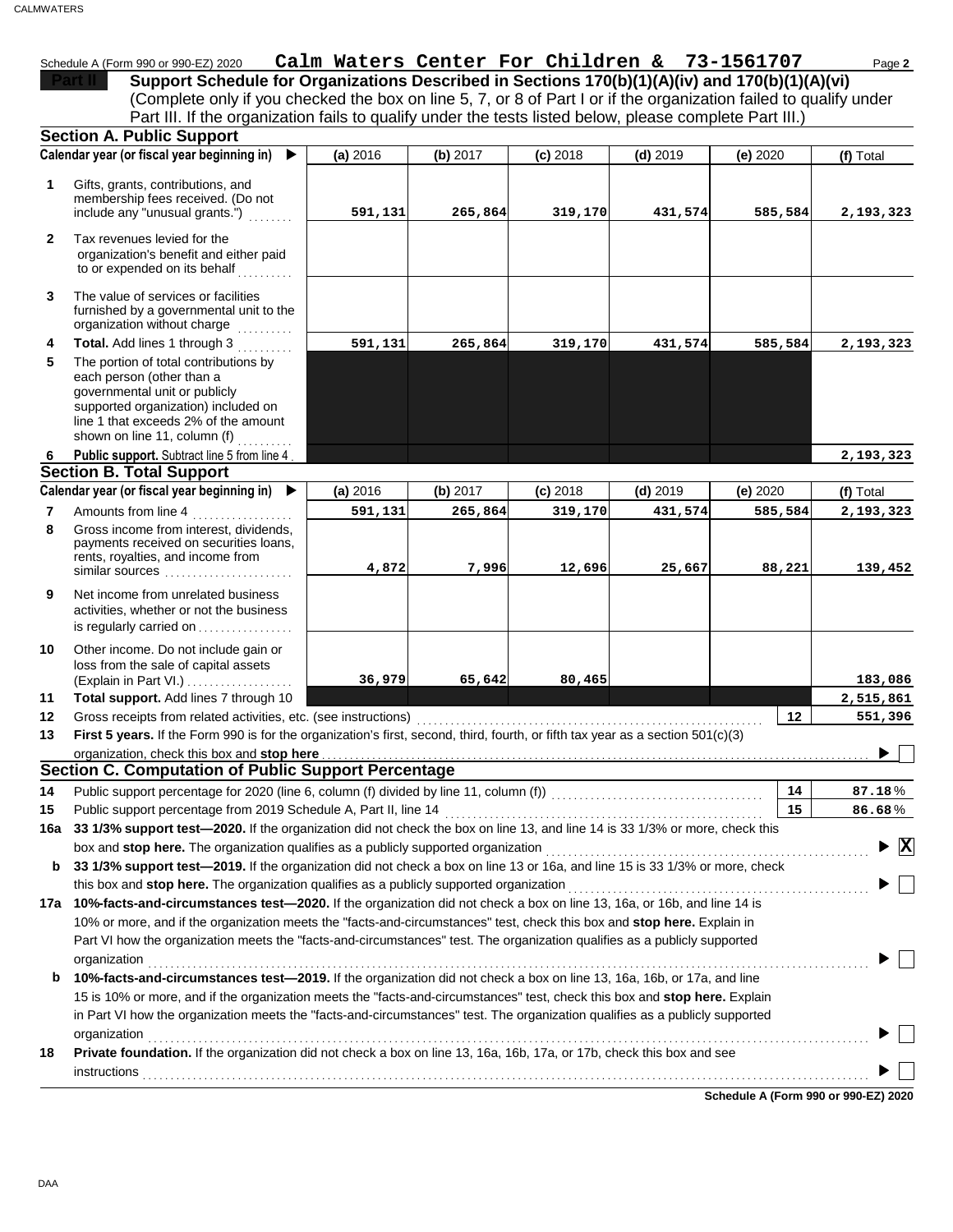Schedule A (Form 990 or 990-EZ) 2020 **Calm Waters Center For Children & 73-1561707**

## Part II Support Schedule for Organizations Described in Sections 170(b)(1)(A)(iv) and 170(b)(1)(A)(vi)

(Complete only if you checked the box on line 5, 7, or 8 of Part I or if the organization failed to qualify under Part III. If the organization fails to qualify under the tests listed below, please complete Part III.)

### Section A. Public Support

| Calendar year (or fiscal year beginning in) | (a) 2016 | (b) 2017 | (c) 2018 | (d) 2019 | (e) 2020 | (f) Total |
|---|---|---|---|---|---|---|
| 1 Gifts, grants, contributions, and membership fees received. (Do not include any "unusual grants.") | 591,131 | 265,864 | 319,170 | 431,574 | 585,584 | 2,193,323 |
| 2 Tax revenues levied for the organization's benefit and either paid to or expended on its behalf | | | | | | |
| 3 The value of services or facilities furnished by a governmental unit to the organization without charge | | | | | | |
| 4 Total. Add lines 1 through 3 | 591,131 | 265,864 | 319,170 | 431,574 | 585,584 | 2,193,323 |
| 5 The portion of total contributions by each person (other than a governmental unit or publicly supported organization) included on line 1 that exceeds 2% of the amount shown on line 11, column (f) | | | | | | |
| 6 Public support. Subtract line 5 from line 4 | | | | | | 2,193,323 |

### Section B. Total Support

| Calendar year (or fiscal year beginning in) | (a) 2016 | (b) 2017 | (c) 2018 | (d) 2019 | (e) 2020 | (f) Total |
|---|---|---|---|---|---|---|
| 7 Amounts from line 4 | 591,131 | 265,864 | 319,170 | 431,574 | 585,584 | 2,193,323 |
| 8 Gross income from interest, dividends, payments received on securities loans, rents, royalties, and income from similar sources | 4,872 | 7,996 | 12,696 | 25,667 | 88,221 | 139,452 |
| 9 Net income from unrelated business activities, whether or not the business is regularly carried on | | | | | | |
| 10 Other income. Do not include gain or loss from the sale of capital assets (Explain in Part VI.) | 36,979 | 65,642 | 80,465 | | | 183,086 |
| 11 Total support. Add lines 7 through 10 | | | | | | 2,515,861 |

12 Gross receipts from related activities, etc. (see instructions) — 12 — 551,396

13 **First 5 years.** If the Form 990 is for the organization's first, second, third, fourth, or fifth tax year as a section 501(c)(3) organization, check this box and **stop here** ☐

### Section C. Computation of Public Support Percentage

14 Public support percentage for 2020 (line 6, column (f) divided by line 11, column (f)) — 14 — 87.18 %

15 Public support percentage from 2019 Schedule A, Part II, line 14 — 15 — 86.68 %

16a **33 1/3% support test—2020.** If the organization did not check the box on line 13, and line 14 is 33 1/3% or more, check this box and **stop here.** The organization qualifies as a publicly supported organization ☒

b **33 1/3% support test—2019.** If the organization did not check a box on line 13 or 16a, and line 15 is 33 1/3% or more, check this box and **stop here.** The organization qualifies as a publicly supported organization ☐

17a **10%-facts-and-circumstances test—2020.** If the organization did not check a box on line 13, 16a, or 16b, and line 14 is 10% or more, and if the organization meets the "facts-and-circumstances" test, check this box and **stop here.** Explain in Part VI how the organization meets the "facts-and-circumstances" test. The organization qualifies as a publicly supported organization ☐

b **10%-facts-and-circumstances test—2019.** If the organization did not check a box on line 13, 16a, 16b, or 17a, and line 15 is 10% or more, and if the organization meets the "facts-and-circumstances" test, check this box and **stop here.** Explain in Part VI how the organization meets the "facts-and-circumstances" test. The organization qualifies as a publicly supported organization ☐

18 **Private foundation.** If the organization did not check a box on line 13, 16a, 16b, 17a, or 17b, check this box and see instructions ☐

**Schedule A (Form 990 or 990-EZ) 2020**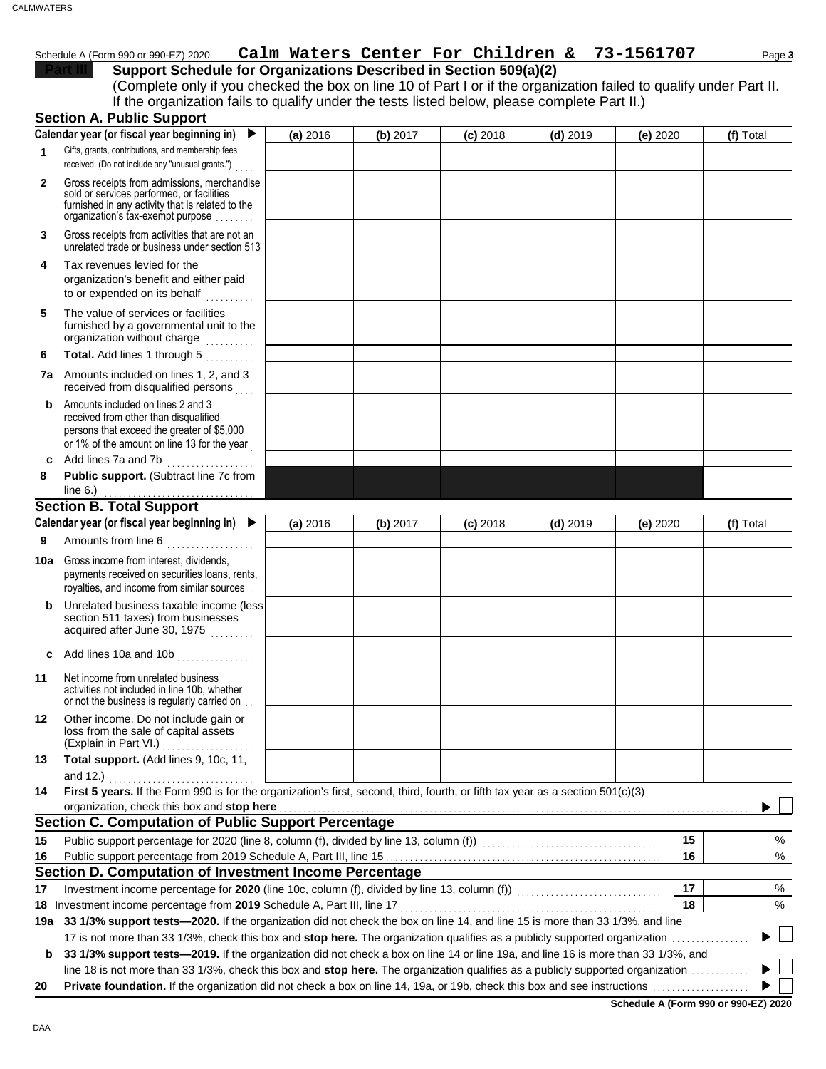Schedule A (Form 990 or 990-EZ) 2020 **Calm Waters Center For Children & 73-1561707** Page **3**

## Part III Support Schedule for Organizations Described in Section 509(a)(2)

(Complete only if you checked the box on line 10 of Part I or if the organization failed to qualify under Part II. If the organization fails to qualify under the tests listed below, please complete Part II.)

### Section A. Public Support

| Calendar year (or fiscal year beginning in) ▶ | (a) 2016 | (b) 2017 | (c) 2018 | (d) 2019 | (e) 2020 | (f) Total |
|---|---|---|---|---|---|---|
| **1** Gifts, grants, contributions, and membership fees received. (Do not include any "unusual grants.") | | | | | | |
| **2** Gross receipts from admissions, merchandise sold or services performed, or facilities furnished in any activity that is related to the organization's tax-exempt purpose | | | | | | |
| **3** Gross receipts from activities that are not an unrelated trade or business under section 513 | | | | | | |
| **4** Tax revenues levied for the organization's benefit and either paid to or expended on its behalf | | | | | | |
| **5** The value of services or facilities furnished by a governmental unit to the organization without charge | | | | | | |
| **6** **Total.** Add lines 1 through 5 | | | | | | |
| **7a** Amounts included on lines 1, 2, and 3 received from disqualified persons | | | | | | |
| **b** Amounts included on lines 2 and 3 received from other than disqualified persons that exceed the greater of $5,000 or 1% of the amount on line 13 for the year | | | | | | |
| **c** Add lines 7a and 7b | | | | | | |
| **8** **Public support.** (Subtract line 7c from line 6.) | | | | | | |

### Section B. Total Support

| Calendar year (or fiscal year beginning in) ▶ | (a) 2016 | (b) 2017 | (c) 2018 | (d) 2019 | (e) 2020 | (f) Total |
|---|---|---|---|---|---|---|
| **9** Amounts from line 6 | | | | | | |
| **10a** Gross income from interest, dividends, payments received on securities loans, rents, royalties, and income from similar sources | | | | | | |
| **b** Unrelated business taxable income (less section 511 taxes) from businesses acquired after June 30, 1975 | | | | | | |
| **c** Add lines 10a and 10b | | | | | | |
| **11** Net income from unrelated business activities not included in line 10b, whether or not the business is regularly carried on | | | | | | |
| **12** Other income. Do not include gain or loss from the sale of capital assets (Explain in Part VI.) | | | | | | |
| **13** **Total support.** (Add lines 9, 10c, 11, and 12.) | | | | | | |

**14** **First 5 years.** If the Form 990 is for the organization's first, second, third, fourth, or fifth tax year as a 501(c)(3) organization, check this box and **stop here** ▶ ☐

### Section C. Computation of Public Support Percentage

| | | | |
|---|---|---|---|
| **15** | Public support percentage for 2020 (line 8, column (f), divided by line 13, column (f)) | **15** | % |
| **16** | Public support percentage from 2019 Schedule A, Part III, line 15 | **16** | % |

### Section D. Computation of Investment Income Percentage

| | | | |
|---|---|---|---|
| **17** | Investment income percentage for **2020** (line 10c, column (f), divided by line 13, column (f)) | **17** | % |
| **18** | Investment income percentage from **2019** Schedule A, Part III, line 17 | **18** | % |

**19a** **33 1/3% support tests—2020.** If the organization did not check the box on line 14, and line 15 is more than 33 1/3%, and line 17 is not more than 33 1/3%, check this box and **stop here.** The organization qualifies as a publicly supported organization ▶ ☐

**b** **33 1/3% support tests—2019.** If the organization did not check a box on line 14 or line 19a, and line 16 is more than 33 1/3%, and line 18 is not more than 33 1/3%, check this box and **stop here.** The organization qualifies as a publicly supported organization ▶ ☐

**20** **Private foundation.** If the organization did not check a box on line 14, 19a, or 19b, check this box and see instructions ▶ ☐

**Schedule A (Form 990 or 990-EZ) 2020**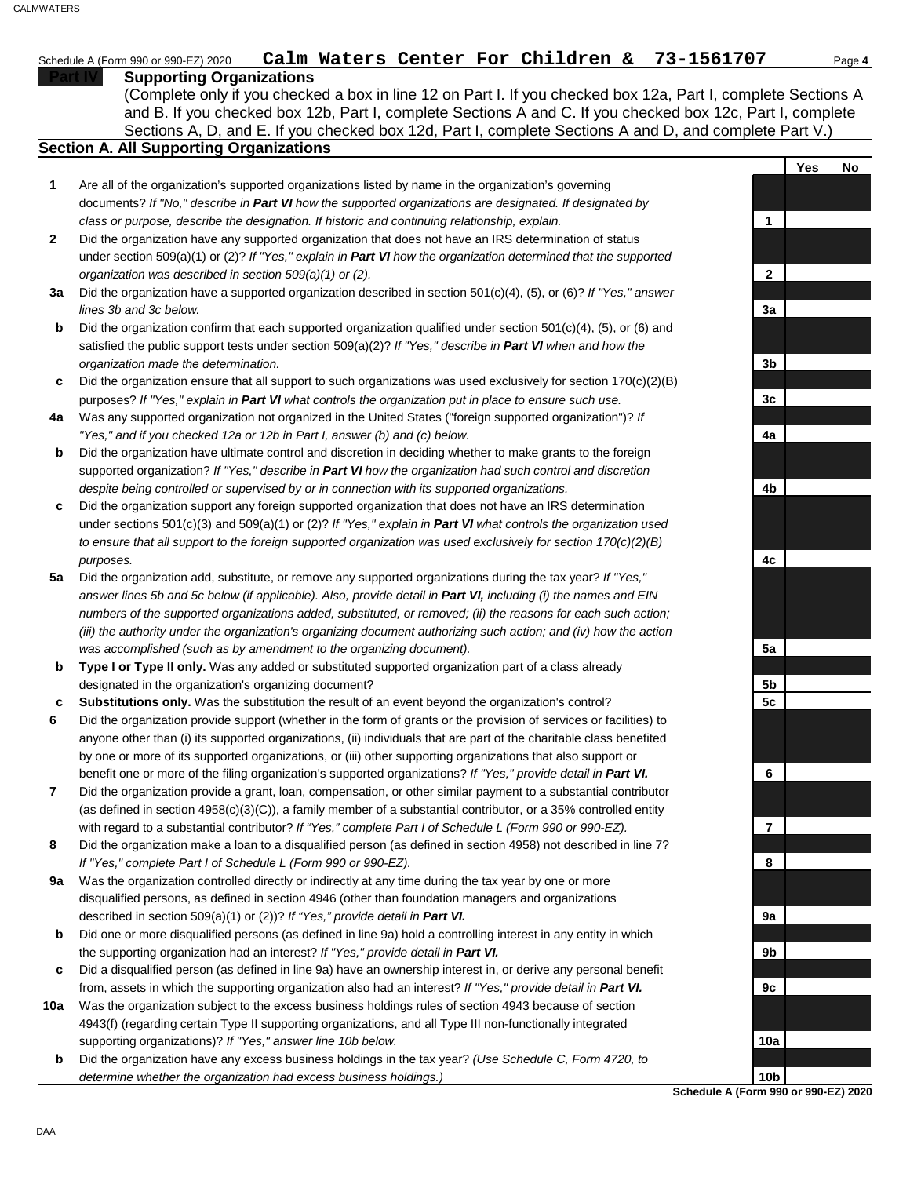Schedule A (Form 990 or 990-EZ) 2020 **Calm Waters Center For Children & 73-1561707**

## Part IV Supporting Organizations

(Complete only if you checked a box in line 12 on Part I. If you checked box 12a, Part I, complete Sections A and B. If you checked box 12b, Part I, complete Sections A and C. If you checked box 12c, Part I, complete Sections A, D, and E. If you checked box 12d, Part I, complete Sections A and D, and complete Part V.)

### Section A. All Supporting Organizations

| | | | Yes | No |
|---|---|---|---|---|
| **1** | Are all of the organization's supported organizations listed by name in the organization's governing documents? *If "No," describe in **Part VI** how the supported organizations are designated. If designated by class or purpose, describe the designation. If historic and continuing relationship, explain.* | 1 | | |
| **2** | Did the organization have any supported organization that does not have an IRS determination of status under section 509(a)(1) or (2)? *If "Yes," explain in **Part VI** how the organization determined that the supported organization was described in section 509(a)(1) or (2).* | 2 | | |
| **3a** | Did the organization have a supported organization described in section 501(c)(4), (5), or (6)? *If "Yes," answer lines 3b and 3c below.* | 3a | | |
| **b** | Did the organization confirm that each supported organization qualified under section 501(c)(4), (5), or (6) and satisfied the public support tests under section 509(a)(2)? *If "Yes," describe in **Part VI** when and how the organization made the determination.* | 3b | | |
| **c** | Did the organization ensure that all support to such organizations was used exclusively for section 170(c)(2)(B) purposes? *If "Yes," explain in **Part VI** what controls the organization put in place to ensure such use.* | 3c | | |
| **4a** | Was any supported organization not organized in the United States ("foreign supported organization")? *If "Yes," and if you checked 12a or 12b in Part I, answer (b) and (c) below.* | 4a | | |
| **b** | Did the organization have ultimate control and discretion in deciding whether to make grants to the foreign supported organization? *If "Yes," describe in **Part VI** how the organization had such control and discretion despite being controlled or supervised by or in connection with its supported organizations.* | 4b | | |
| **c** | Did the organization support any foreign supported organization that does not have an IRS determination under sections 501(c)(3) and 509(a)(1) or (2)? *If "Yes," explain in **Part VI** what controls the organization used to ensure that all support to the foreign supported organization was used exclusively for section 170(c)(2)(B) purposes.* | 4c | | |
| **5a** | Did the organization add, substitute, or remove any supported organizations during the tax year? *If "Yes," answer lines 5b and 5c below (if applicable). Also, provide detail in **Part VI,** including (i) the names and EIN numbers of the supported organizations added, substituted, or removed; (ii) the reasons for each such action; (iii) the authority under the organization's organizing document authorizing such action; and (iv) how the action was accomplished (such as by amendment to the organizing document).* | 5a | | |
| **b** | **Type I or Type II only.** Was any added or substituted supported organization part of a class already designated in the organization's organizing document? | 5b | | |
| **c** | **Substitutions only.** Was the substitution the result of an event beyond the organization's control? | 5c | | |
| **6** | Did the organization provide support (whether in the form of grants or the provision of services or facilities) to anyone other than (i) its supported organizations, (ii) individuals that are part of the charitable class benefited by one or more of its supported organizations, or (iii) other supporting organizations that also support or benefit one or more of the filing organization's supported organizations? *If "Yes," provide detail in **Part VI.*** | 6 | | |
| **7** | Did the organization provide a grant, loan, compensation, or other similar payment to a substantial contributor (as defined in section 4958(c)(3)(C)), a family member of a substantial contributor, or a 35% controlled entity with regard to a substantial contributor? *If "Yes," complete Part I of Schedule L (Form 990 or 990-EZ).* | 7 | | |
| **8** | Did the organization make a loan to a disqualified person (as defined in section 4958) not described in line 7? *If "Yes," complete Part I of Schedule L (Form 990 or 990-EZ).* | 8 | | |
| **9a** | Was the organization controlled directly or indirectly at any time during the tax year by one or more disqualified persons, as defined in section 4946 (other than foundation managers and organizations described in section 509(a)(1) or (2))? *If "Yes," provide detail in **Part VI.*** | 9a | | |
| **b** | Did one or more disqualified persons (as defined in line 9a) hold a controlling interest in any entity in which the supporting organization had an interest? *If "Yes," provide detail in **Part VI.*** | 9b | | |
| **c** | Did a disqualified person (as defined in line 9a) have an ownership interest in, or derive any personal benefit from, assets in which the supporting organization also had an interest? *If "Yes," provide detail in **Part VI.*** | 9c | | |
| **10a** | Was the organization subject to the excess business holdings rules of section 4943 because of section 4943(f) (regarding certain Type II supporting organizations, and all Type III non-functionally integrated supporting organizations)? *If "Yes," answer line 10b below.* | 10a | | |
| **b** | Did the organization have any excess business holdings in the tax year? *(Use Schedule C, Form 4720, to determine whether the organization had excess business holdings.)* | 10b | | |

**Schedule A (Form 990 or 990-EZ) 2020**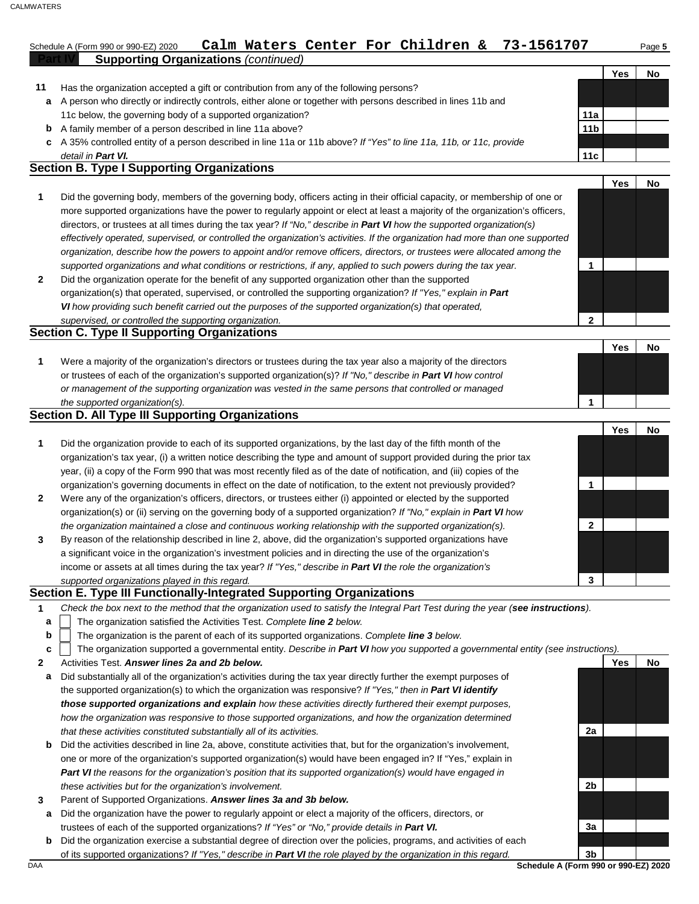Schedule A (Form 990 or 990-EZ) 2020 **Calm Waters Center For Children & 73-1561707** Page **5**

**Part IV Supporting Organizations** *(continued)*

| | | | Yes | No |
|---|---|---|---|---|
| **11** | Has the organization accepted a gift or contribution from any of the following persons? | | | |
| **a** | A person who directly or indirectly controls, either alone or together with persons described in lines 11b and 11c below, the governing body of a supported organization? | **11a** | | |
| **b** | A family member of a person described in line 11a above? | **11b** | | |
| **c** | A 35% controlled entity of a person described in line 11a or 11b above? *If "Yes" to line 11a, 11b, or 11c, provide detail in **Part VI.*** | **11c** | | |

## Section B. Type I Supporting Organizations

| | | | Yes | No |
|---|---|---|---|---|
| **1** | Did the governing body, members of the governing body, officers acting in their official capacity, or membership of one or more supported organizations have the power to regularly appoint or elect at least a majority of the organization's officers, directors, or trustees at all times during the tax year? *If "No," describe in **Part VI** how the supported organization(s) effectively operated, supervised, or controlled the organization's activities. If the organization had more than one supported organization, describe how the powers to appoint and/or remove officers, directors, or trustees were allocated among the supported organizations and what conditions or restrictions, if any, applied to such powers during the tax year.* | **1** | | |
| **2** | Did the organization operate for the benefit of any supported organization other than the supported organization(s) that operated, supervised, or controlled the supporting organization? *If "Yes," explain in **Part VI** how providing such benefit carried out the purposes of the supported organization(s) that operated, supervised, or controlled the supporting organization.* | **2** | | |

## Section C. Type II Supporting Organizations

| | | | Yes | No |
|---|---|---|---|---|
| **1** | Were a majority of the organization's directors or trustees during the tax year also a majority of the directors or trustees of each of the organization's supported organization(s)? *If "No," describe in **Part VI** how control or management of the supporting organization was vested in the same persons that controlled or managed the supported organization(s).* | **1** | | |

## Section D. All Type III Supporting Organizations

| | | | Yes | No |
|---|---|---|---|---|
| **1** | Did the organization provide to each of its supported organizations, by the last day of the fifth month of the organization's tax year, (i) a written notice describing the type and amount of support provided during the prior tax year, (ii) a copy of the Form 990 that was most recently filed as of the date of notification, and (iii) copies of the organization's governing documents in effect on the date of notification, to the extent not previously provided? | **1** | | |
| **2** | Were any of the organization's officers, directors, or trustees either (i) appointed or elected by the supported organization(s) or (ii) serving on the governing body of a supported organization? *If "No," explain in **Part VI** how the organization maintained a close and continuous working relationship with the supported organization(s).* | **2** | | |
| **3** | By reason of the relationship described in line 2, above, did the organization's supported organizations have a significant voice in the organization's investment policies and in directing the use of the organization's income or assets at all times during the tax year? *If "Yes," describe in **Part VI** the role the organization's supported organizations played in this regard.* | **3** | | |

## Section E. Type III Functionally-Integrated Supporting Organizations

**1** *Check the box next to the method that the organization used to satisfy the Integral Part Test during the year (**see instructions**).*

- **a** ☐ The organization satisfied the Activities Test. *Complete **line 2** below.*
- **b** ☐ The organization is the parent of each of its supported organizations. *Complete **line 3** below.*
- **c** ☐ The organization supported a governmental entity. *Describe in **Part VI** how you supported a governmental entity (see instructions).*

| | | | Yes | No |
|---|---|---|---|---|
| **2** | Activities Test. ***Answer lines 2a and 2b below.*** | | | |
| **a** | Did substantially all of the organization's activities during the tax year directly further the exempt purposes of the supported organization(s) to which the organization was responsive? *If "Yes," then in **Part VI identify those supported organizations and explain** how these activities directly furthered their exempt purposes, how the organization was responsive to those supported organizations, and how the organization determined that these activities constituted substantially all of its activities.* | **2a** | | |
| **b** | Did the activities described in line 2a, above, constitute activities that, but for the organization's involvement, one or more of the organization's supported organization(s) would have been engaged in? If "Yes," explain in ***Part VI*** *the reasons for the organization's position that its supported organization(s) would have engaged in these activities but for the organization's involvement.* | **2b** | | |
| **3** | Parent of Supported Organizations. ***Answer lines 3a and 3b below.*** | | | |
| **a** | Did the organization have the power to regularly appoint or elect a majority of the officers, directors, or trustees of each of the supported organizations? *If "Yes" or "No," provide details in **Part VI.*** | **3a** | | |
| **b** | Did the organization exercise a substantial degree of direction over the policies, programs, and activities of each of its supported organizations? *If "Yes," describe in **Part VI** the role played by the organization in this regard.* | **3b** | | |

DAA **Schedule A (Form 990 or 990-EZ) 2020**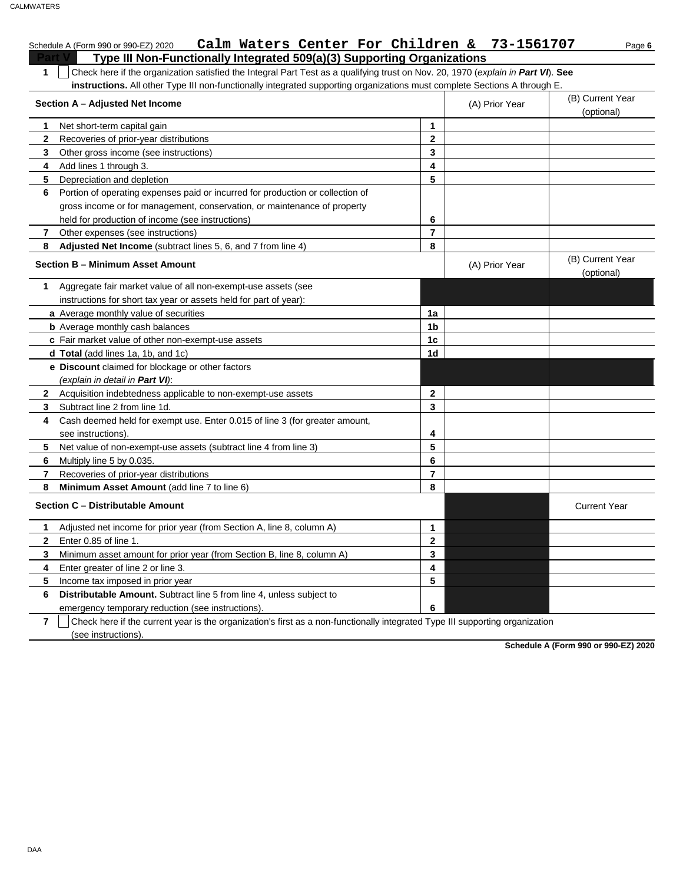Schedule A (Form 990 or 990-EZ) 2020 **Calm Waters Center For Children & 73-1561707** Page **6**

## Part V Type III Non-Functionally Integrated 509(a)(3) Supporting Organizations

**1** ☐ Check here if the organization satisfied the Integral Part Test as a qualifying trust on Nov. 20, 1970 (*explain in **Part VI***). **See instructions.** All other Type III non-functionally integrated supporting organizations must complete Sections A through E.

| **Section A – Adjusted Net Income** | | (A) Prior Year | (B) Current Year (optional) |
|---|---|---|---|
| **1** Net short-term capital gain | 1 | | |
| **2** Recoveries of prior-year distributions | 2 | | |
| **3** Other gross income (see instructions) | 3 | | |
| **4** Add lines 1 through 3. | 4 | | |
| **5** Depreciation and depletion | 5 | | |
| **6** Portion of operating expenses paid or incurred for production or collection of gross income or for management, conservation, or maintenance of property held for production of income (see instructions) | 6 | | |
| **7** Other expenses (see instructions) | 7 | | |
| **8** **Adjusted Net Income** (subtract lines 5, 6, and 7 from line 4) | 8 | | |

| **Section B – Minimum Asset Amount** | | (A) Prior Year | (B) Current Year (optional) |
|---|---|---|---|
| **1** Aggregate fair market value of all non-exempt-use assets (see instructions for short tax year or assets held for part of year): | | | |
| **a** Average monthly value of securities | 1a | | |
| **b** Average monthly cash balances | 1b | | |
| **c** Fair market value of other non-exempt-use assets | 1c | | |
| **d** **Total** (add lines 1a, 1b, and 1c) | 1d | | |
| **e** **Discount** claimed for blockage or other factors (*explain in detail in **Part VI***): | | | |
| **2** Acquisition indebtedness applicable to non-exempt-use assets | 2 | | |
| **3** Subtract line 2 from line 1d. | 3 | | |
| **4** Cash deemed held for exempt use. Enter 0.015 of line 3 (for greater amount, see instructions). | 4 | | |
| **5** Net value of non-exempt-use assets (subtract line 4 from line 3) | 5 | | |
| **6** Multiply line 5 by 0.035. | 6 | | |
| **7** Recoveries of prior-year distributions | 7 | | |
| **8** **Minimum Asset Amount** (add line 7 to line 6) | 8 | | |

| **Section C – Distributable Amount** | | | Current Year |
|---|---|---|---|
| **1** Adjusted net income for prior year (from Section A, line 8, column A) | 1 | | |
| **2** Enter 0.85 of line 1. | 2 | | |
| **3** Minimum asset amount for prior year (from Section B, line 8, column A) | 3 | | |
| **4** Enter greater of line 2 or line 3. | 4 | | |
| **5** Income tax imposed in prior year | 5 | | |
| **6** **Distributable Amount.** Subtract line 5 from line 4, unless subject to emergency temporary reduction (see instructions). | 6 | | |

**7** ☐ Check here if the current year is the organization's first as a non-functionally integrated Type III supporting organization (see instructions).

**Schedule A (Form 990 or 990-EZ) 2020**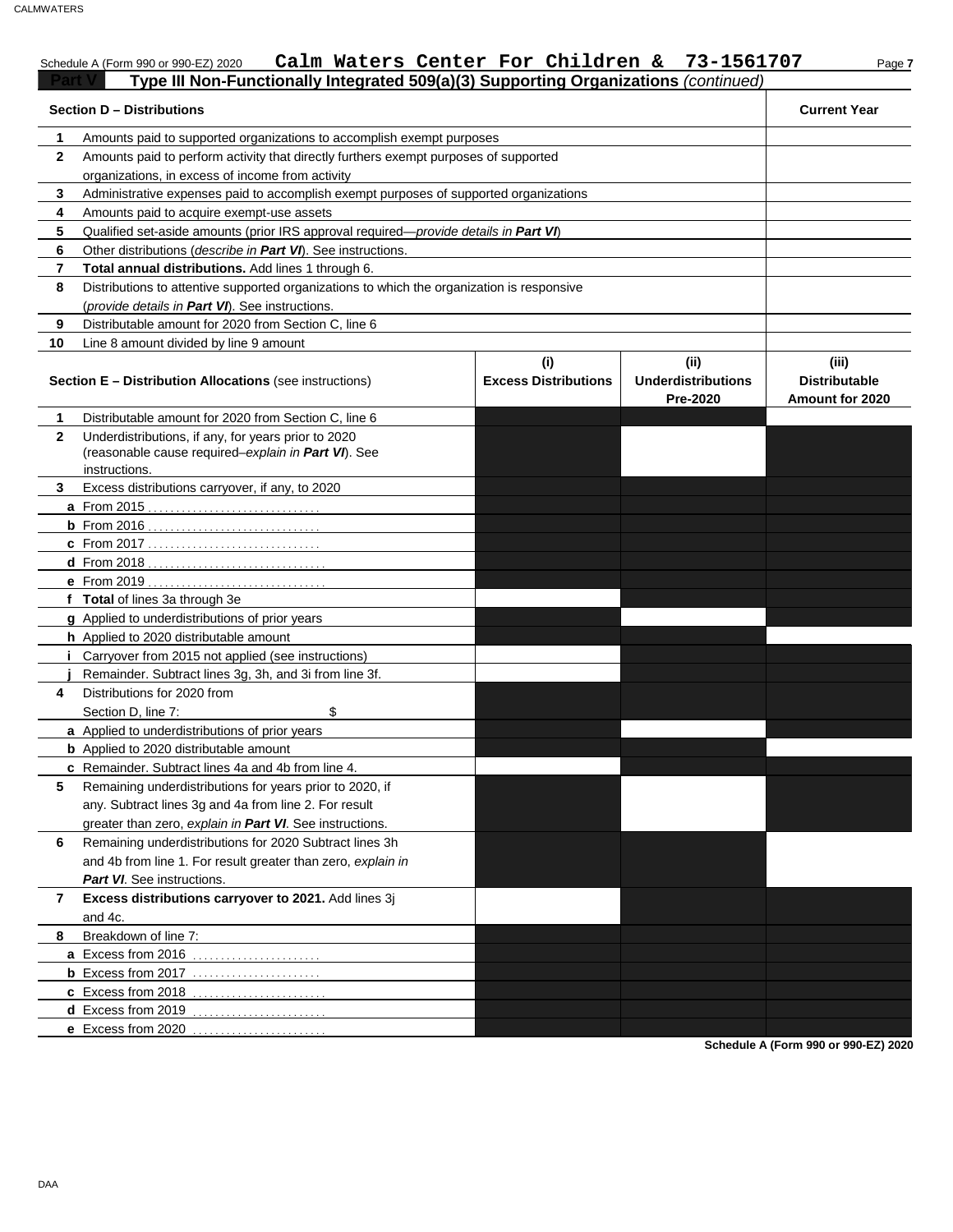Schedule A (Form 990 or 990-EZ) 2020 **Calm Waters Center For Children & 73-1561707** Page **7**

## Part V Type III Non-Functionally Integrated 509(a)(3) Supporting Organizations *(continued)*

| Section D – Distributions | | Current Year |
|---|---|---|
| **1** | Amounts paid to supported organizations to accomplish exempt purposes | |
| **2** | Amounts paid to perform activity that directly furthers exempt purposes of supported organizations, in excess of income from activity | |
| **3** | Administrative expenses paid to accomplish exempt purposes of supported organizations | |
| **4** | Amounts paid to acquire exempt-use assets | |
| **5** | Qualified set-aside amounts (prior IRS approval required—*provide details in **Part VI***) | |
| **6** | Other distributions (*describe in **Part VI***). See instructions. | |
| **7** | **Total annual distributions.** Add lines 1 through 6. | |
| **8** | Distributions to attentive supported organizations to which the organization is responsive (*provide details in **Part VI***). See instructions. | |
| **9** | Distributable amount for 2020 from Section C, line 6 | |
| **10** | Line 8 amount divided by line 9 amount | |

| **Section E – Distribution Allocations** (see instructions) | **(i)** Excess Distributions | **(ii)** Underdistributions Pre-2020 | **(iii)** Distributable Amount for 2020 |
|---|---|---|---|
| **1** Distributable amount for 2020 from Section C, line 6 | | | |
| **2** Underdistributions, if any, for years prior to 2020 (reasonable cause required–*explain in **Part VI***). See instructions. | | | |
| **3** Excess distributions carryover, if any, to 2020 | | | |
| **a** From 2015 | | | |
| **b** From 2016 | | | |
| **c** From 2017 | | | |
| **d** From 2018 | | | |
| **e** From 2019 | | | |
| **f** **Total** of lines 3a through 3e | | | |
| **g** Applied to underdistributions of prior years | | | |
| **h** Applied to 2020 distributable amount | | | |
| **i** Carryover from 2015 not applied (see instructions) | | | |
| **j** Remainder. Subtract lines 3g, 3h, and 3i from line 3f. | | | |
| **4** Distributions for 2020 from Section D, line 7: $ | | | |
| **a** Applied to underdistributions of prior years | | | |
| **b** Applied to 2020 distributable amount | | | |
| **c** Remainder. Subtract lines 4a and 4b from line 4. | | | |
| **5** Remaining underdistributions for years prior to 2020, if any. Subtract lines 3g and 4a from line 2. For result greater than zero, *explain in **Part VI***. See instructions. | | | |
| **6** Remaining underdistributions for 2020 Subtract lines 3h and 4b from line 1. For result greater than zero, *explain in **Part VI***. See instructions. | | | |
| **7** **Excess distributions carryover to 2021.** Add lines 3j and 4c. | | | |
| **8** Breakdown of line 7: | | | |
| **a** Excess from 2016 | | | |
| **b** Excess from 2017 | | | |
| **c** Excess from 2018 | | | |
| **d** Excess from 2019 | | | |
| **e** Excess from 2020 | | | |

**Schedule A (Form 990 or 990-EZ) 2020**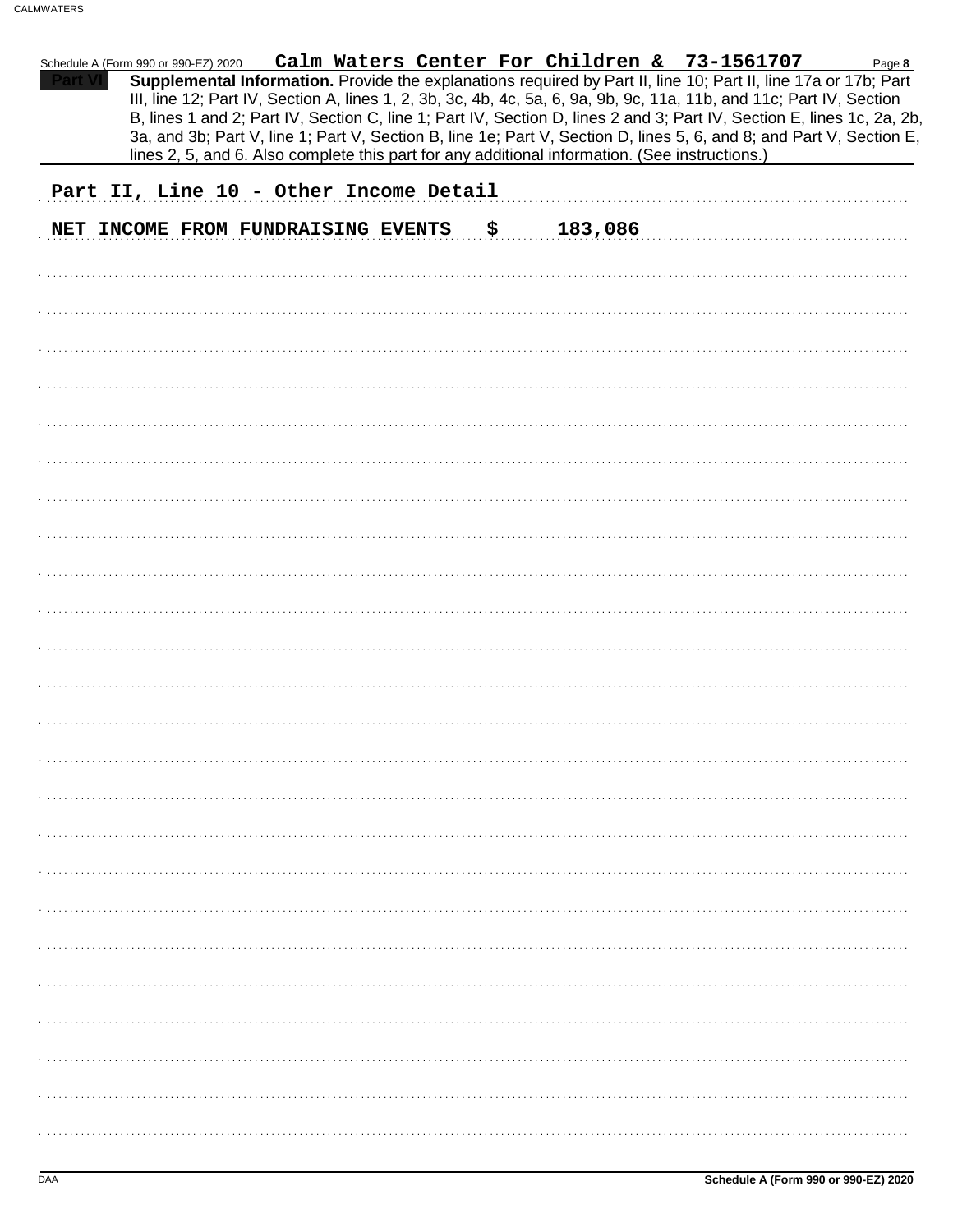Schedule A (Form 990 or 990-EZ) 2020 **Calm Waters Center For Children & 73-1561707**

**Part VI** **Supplemental Information.** Provide the explanations required by Part II, line 10; Part II, line 17a or 17b; Part III, line 12; Part IV, Section A, lines 1, 2, 3b, 3c, 4b, 4c, 5a, 6, 9a, 9b, 9c, 11a, 11b, and 11c; Part IV, Section B, lines 1 and 2; Part IV, Section C, line 1; Part IV, Section D, lines 2 and 3; Part IV, Section E, lines 1c, 2a, 2b, 3a, and 3b; Part V, line 1; Part V, Section B, line 1e; Part V, Section D, lines 5, 6, and 8; and Part V, Section E, lines 2, 5, and 6. Also complete this part for any additional information. (See instructions.)

Part II, Line 10 - Other Income Detail

NET INCOME FROM FUNDRAISING EVENTS $ 183,086

**Schedule A (Form 990 or 990-EZ) 2020**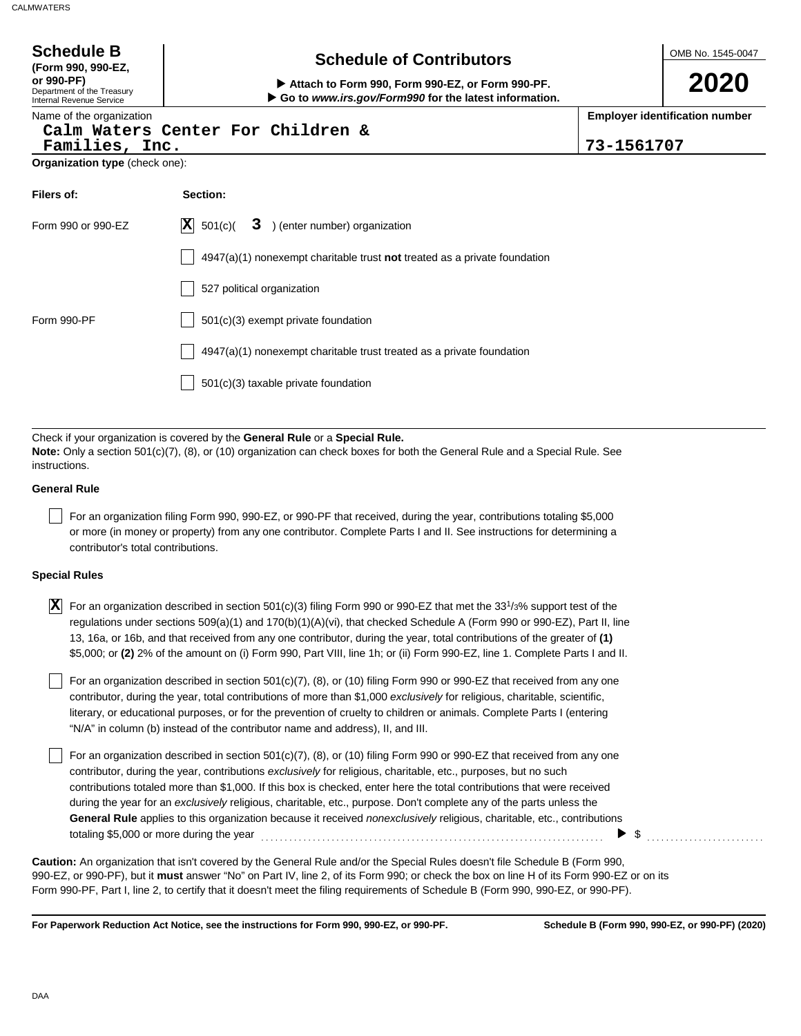# Schedule B

**(Form 990, 990-EZ, or 990-PF)**
Department of the Treasury
Internal Revenue Service

## Schedule of Contributors

▶ **Attach to Form 990, Form 990-EZ, or Form 990-PF.**
▶ **Go to *www.irs.gov/Form990* for the latest information.**

OMB No. 1545-0047

**2020**

Name of the organization: Calm Waters Center For Children & Families, Inc.

**Employer identification number:** 73-1561707

**Organization type** (check one):

| **Filers of:** | **Section:** |
|---|---|
| Form 990 or 990-EZ | [X] 501(c)( 3 ) (enter number) organization |
| | [ ] 4947(a)(1) nonexempt charitable trust **not** treated as a private foundation |
| | [ ] 527 political organization |
| Form 990-PF | [ ] 501(c)(3) exempt private foundation |
| | [ ] 4947(a)(1) nonexempt charitable trust treated as a private foundation |
| | [ ] 501(c)(3) taxable private foundation |

Check if your organization is covered by the **General Rule** or a **Special Rule.**
**Note:** Only a section 501(c)(7), (8), or (10) organization can check boxes for both the General Rule and a Special Rule. See instructions.

### General Rule

[ ] For an organization filing Form 990, 990-EZ, or 990-PF that received, during the year, contributions totaling $5,000 or more (in money or property) from any one contributor. Complete Parts I and II. See instructions for determining a contributor's total contributions.

### Special Rules

[X] For an organization described in section 501(c)(3) filing Form 990 or 990-EZ that met the 33 1/3% support test of the regulations under sections 509(a)(1) and 170(b)(1)(A)(vi), that checked Schedule A (Form 990 or 990-EZ), Part II, line 13, 16a, or 16b, and that received from any one contributor, during the year, total contributions of the greater of **(1)** $5,000; or **(2)** 2% of the amount on (i) Form 990, Part VIII, line 1h; or (ii) Form 990-EZ, line 1. Complete Parts I and II.

[ ] For an organization described in section 501(c)(7), (8), or (10) filing Form 990 or 990-EZ that received from any one contributor, during the year, total contributions of more than $1,000 *exclusively* for religious, charitable, scientific, literary, or educational purposes, or for the prevention of cruelty to children or animals. Complete Parts I (entering "N/A" in column (b) instead of the contributor name and address), II, and III.

[ ] For an organization described in section 501(c)(7), (8), or (10) filing Form 990 or 990-EZ that received from any one contributor, during the year, contributions *exclusively* for religious, charitable, etc., purposes, but no such contributions totaled more than $1,000. If this box is checked, enter here the total contributions that were received during the year for an *exclusively* religious, charitable, etc., purpose. Don't complete any of the parts unless the **General Rule** applies to this organization because it received *nonexclusively* religious, charitable, etc., contributions totaling $5,000 or more during the year ▶ $

**Caution:** An organization that isn't covered by the General Rule and/or the Special Rules doesn't file Schedule B (Form 990, 990-EZ, or 990-PF), but it **must** answer "No" on Part IV, line 2, of its Form 990; or check the box on line H of its Form 990-EZ or on its Form 990-PF, Part I, line 2, to certify that it doesn't meet the filing requirements of Schedule B (Form 990, 990-EZ, or 990-PF).

**For Paperwork Reduction Act Notice, see the instructions for Form 990, 990-EZ, or 990-PF.** **Schedule B (Form 990, 990-EZ, or 990-PF) (2020)**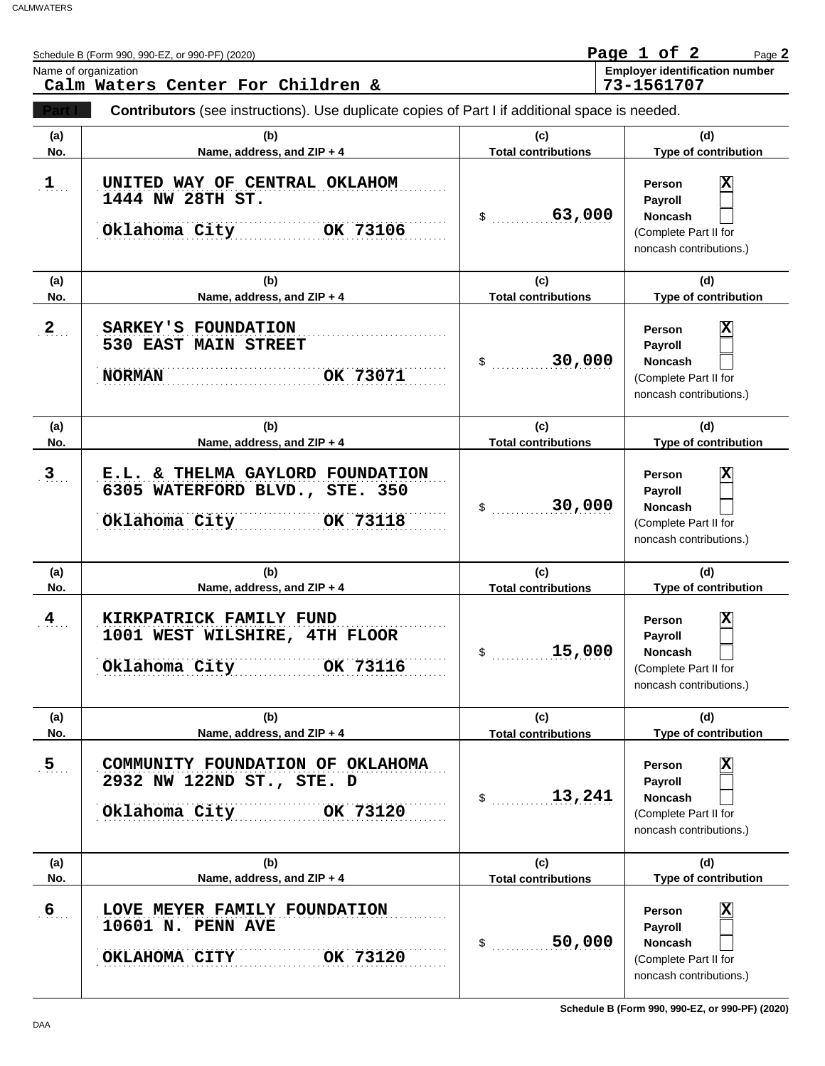Schedule B (Form 990, 990-EZ, or 990-PF) (2020)

Page 1 of 2

Name of organization: **Calm Waters Center For Children &**

Employer identification number: **73-1561707**

**Part I** **Contributors** (see instructions). Use duplicate copies of Part I if additional space is needed.

| (a) No. | (b) Name, address, and ZIP + 4 | (c) Total contributions | (d) Type of contribution |
|---|---|---|---|
| 1 | UNITED WAY OF CENTRAL OKLAHOM<br>1444 NW 28TH ST.<br>Oklahoma City OK 73106 | $ 63,000 | Person [X]<br>Payroll [ ]<br>Noncash [ ]<br>(Complete Part II for noncash contributions.) |
| 2 | SARKEY'S FOUNDATION<br>530 EAST MAIN STREET<br>NORMAN OK 73071 | $ 30,000 | Person [X]<br>Payroll [ ]<br>Noncash [ ]<br>(Complete Part II for noncash contributions.) |
| 3 | E.L. & THELMA GAYLORD FOUNDATION<br>6305 WATERFORD BLVD., STE. 350<br>Oklahoma City OK 73118 | $ 30,000 | Person [X]<br>Payroll [ ]<br>Noncash [ ]<br>(Complete Part II for noncash contributions.) |
| 4 | KIRKPATRICK FAMILY FUND<br>1001 WEST WILSHIRE, 4TH FLOOR<br>Oklahoma City OK 73116 | $ 15,000 | Person [X]<br>Payroll [ ]<br>Noncash [ ]<br>(Complete Part II for noncash contributions.) |
| 5 | COMMUNITY FOUNDATION OF OKLAHOMA<br>2932 NW 122ND ST., STE. D<br>Oklahoma City OK 73120 | $ 13,241 | Person [X]<br>Payroll [ ]<br>Noncash [ ]<br>(Complete Part II for noncash contributions.) |
| 6 | LOVE MEYER FAMILY FOUNDATION<br>10601 N. PENN AVE<br>OKLAHOMA CITY OK 73120 | $ 50,000 | Person [X]<br>Payroll [ ]<br>Noncash [ ]<br>(Complete Part II for noncash contributions.) |

Schedule B (Form 990, 990-EZ, or 990-PF) (2020)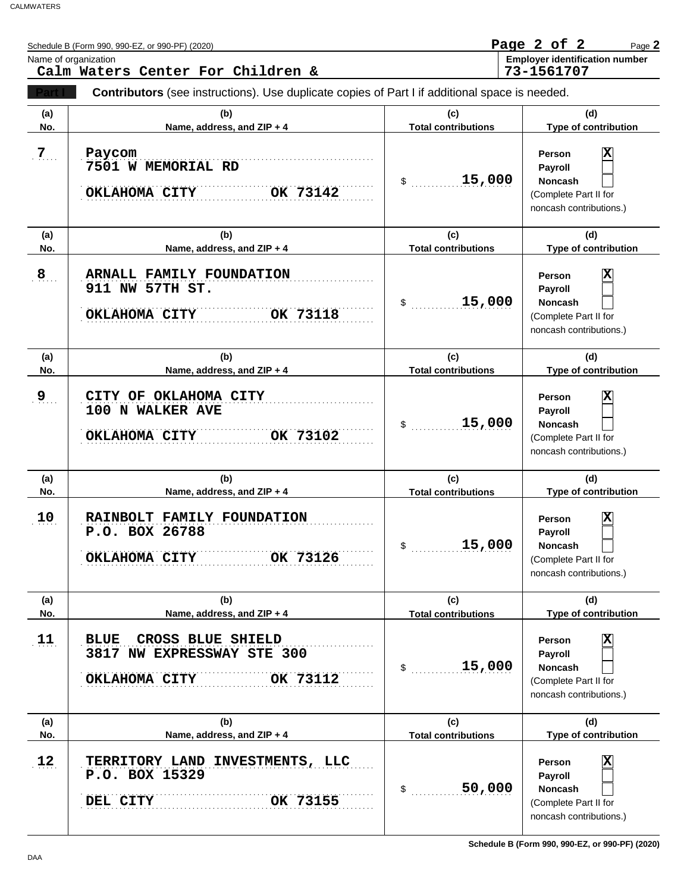Schedule B (Form 990, 990-EZ, or 990-PF) (2020)

Name of organization: **Calm Waters Center For Children &**

Employer identification number: **73-1561707**

**Part I** **Contributors** (see instructions). Use duplicate copies of Part I if additional space is needed.

| (a) No. | (b) Name, address, and ZIP + 4 | (c) Total contributions | (d) Type of contribution |
|---|---|---|---|
| 7 | Paycom<br>7501 W MEMORIAL RD<br>OKLAHOMA CITY OK 73142 | $ 15,000 | Person [X]<br>Payroll [ ]<br>Noncash [ ]<br>(Complete Part II for noncash contributions.) |
| 8 | ARNALL FAMILY FOUNDATION<br>911 NW 57TH ST.<br>OKLAHOMA CITY OK 73118 | $ 15,000 | Person [X]<br>Payroll [ ]<br>Noncash [ ]<br>(Complete Part II for noncash contributions.) |
| 9 | CITY OF OKLAHOMA CITY<br>100 N WALKER AVE<br>OKLAHOMA CITY OK 73102 | $ 15,000 | Person [X]<br>Payroll [ ]<br>Noncash [ ]<br>(Complete Part II for noncash contributions.) |
| 10 | RAINBOLT FAMILY FOUNDATION<br>P.O. BOX 26788<br>OKLAHOMA CITY OK 73126 | $ 15,000 | Person [X]<br>Payroll [ ]<br>Noncash [ ]<br>(Complete Part II for noncash contributions.) |
| 11 | BLUE CROSS BLUE SHIELD<br>3817 NW EXPRESSWAY STE 300<br>OKLAHOMA CITY OK 73112 | $ 15,000 | Person [X]<br>Payroll [ ]<br>Noncash [ ]<br>(Complete Part II for noncash contributions.) |
| 12 | TERRITORY LAND INVESTMENTS, LLC<br>P.O. BOX 15329<br>DEL CITY OK 73155 | $ 50,000 | Person [X]<br>Payroll [ ]<br>Noncash [ ]<br>(Complete Part II for noncash contributions.) |

Schedule B (Form 990, 990-EZ, or 990-PF) (2020)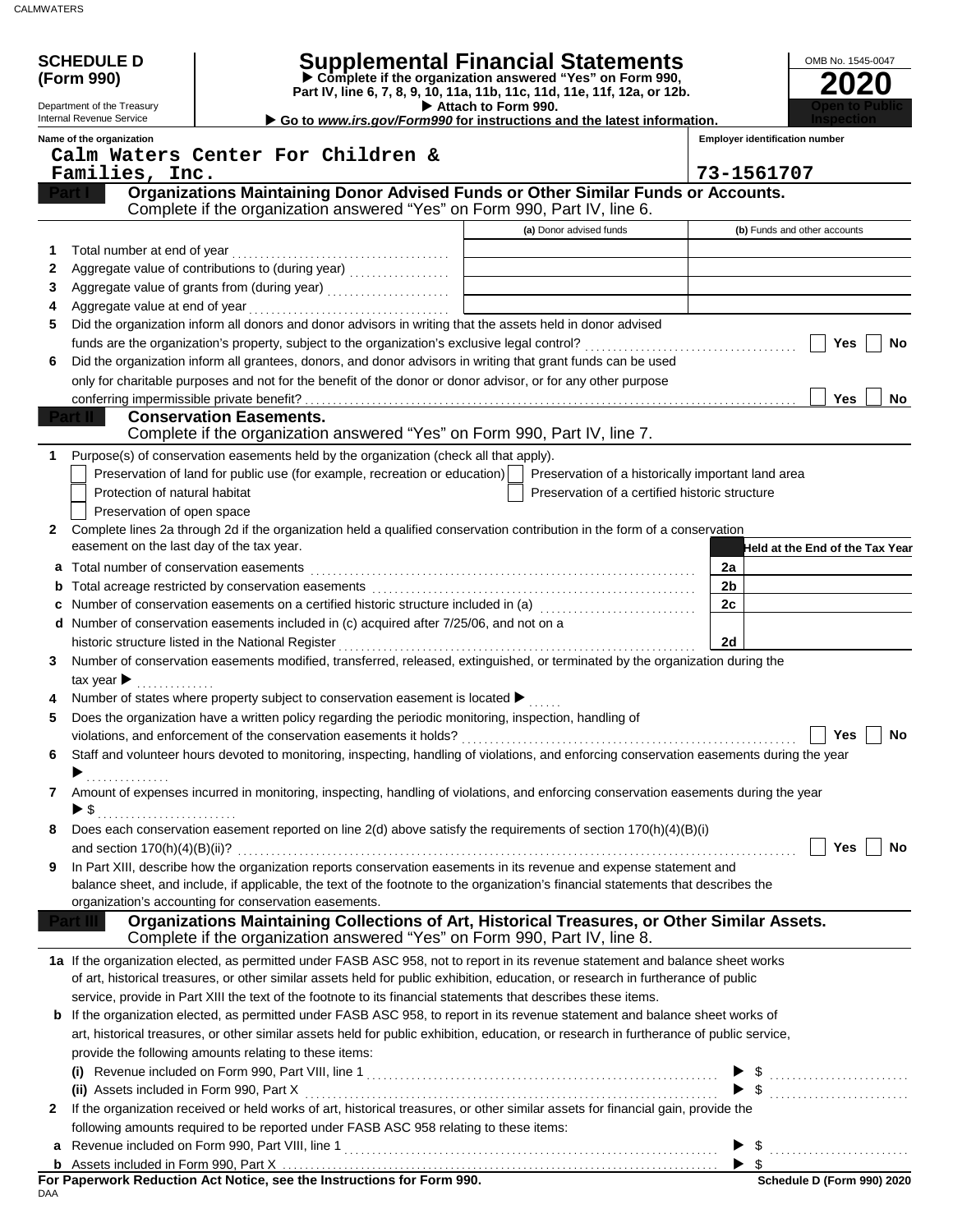**SCHEDULE D (Form 990)**

Department of the Treasury
Internal Revenue Service

# Supplemental Financial Statements

▶ Complete if the organization answered "Yes" on Form 990, Part IV, line 6, 7, 8, 9, 10, 11a, 11b, 11c, 11d, 11e, 11f, 12a, or 12b.
▶ Attach to Form 990.
▶ Go to *www.irs.gov/Form990* for instructions and the latest information.

OMB No. 1545-0047

**2020**

**Open to Public Inspection**

| Name of the organization | Employer identification number |
|---|---|
| Calm Waters Center For Children & Families, Inc. | 73-1561707 |

## Part I Organizations Maintaining Donor Advised Funds or Other Similar Funds or Accounts.
Complete if the organization answered "Yes" on Form 990, Part IV, line 6.

| | | (a) Donor advised funds | (b) Funds and other accounts |
|---|---|---|---|
| 1 | Total number at end of year | | |
| 2 | Aggregate value of contributions to (during year) | | |
| 3 | Aggregate value of grants from (during year) | | |
| 4 | Aggregate value at end of year | | |

5 Did the organization inform all donors and donor advisors in writing that the assets held in donor advised funds are the organization's property, subject to the organization's exclusive legal control? ☐ Yes ☐ No

6 Did the organization inform all grantees, donors, and donor advisors in writing that grant funds can be used only for charitable purposes and not for the benefit of the donor or donor advisor, or for any other purpose conferring impermissible private benefit? ☐ Yes ☐ No

## Part II Conservation Easements.
Complete if the organization answered "Yes" on Form 990, Part IV, line 7.

1 Purpose(s) of conservation easements held by the organization (check all that apply).
- ☐ Preservation of land for public use (for example, recreation or education)
- ☐ Preservation of a historically important land area
- ☐ Protection of natural habitat
- ☐ Preservation of a certified historic structure
- ☐ Preservation of open space

2 Complete lines 2a through 2d if the organization held a qualified conservation contribution in the form of a conservation easement on the last day of the tax year.

| | | | Held at the End of the Tax Year |
|---|---|---|---|
| a | Total number of conservation easements | 2a | |
| b | Total acreage restricted by conservation easements | 2b | |
| c | Number of conservation easements on a certified historic structure included in (a) | 2c | |
| d | Number of conservation easements included in (c) acquired after 7/25/06, and not on a historic structure listed in the National Register | 2d | |

3 Number of conservation easements modified, transferred, released, extinguished, or terminated by the organization during the tax year ▶

4 Number of states where property subject to conservation easement is located ▶

5 Does the organization have a written policy regarding the periodic monitoring, inspection, handling of violations, and enforcement of the conservation easements it holds? ☐ Yes ☐ No

6 Staff and volunteer hours devoted to monitoring, inspecting, handling of violations, and enforcing conservation easements during the year ▶

7 Amount of expenses incurred in monitoring, inspecting, handling of violations, and enforcing conservation easements during the year ▶ $

8 Does each conservation easement reported on line 2(d) above satisfy the requirements of section 170(h)(4)(B)(i) and section 170(h)(4)(B)(ii)? ☐ Yes ☐ No

9 In Part XIII, describe how the organization reports conservation easements in its revenue and expense statement and balance sheet, and include, if applicable, the text of the footnote to the organization's financial statements that describes the organization's accounting for conservation easements.

## Part III Organizations Maintaining Collections of Art, Historical Treasures, or Other Similar Assets.
Complete if the organization answered "Yes" on Form 990, Part IV, line 8.

1a If the organization elected, as permitted under FASB ASC 958, not to report in its revenue statement and balance sheet works of art, historical treasures, or other similar assets held for public exhibition, education, or research in furtherance of public service, provide in Part XIII the text of the footnote to its financial statements that describes these items.

b If the organization elected, as permitted under FASB ASC 958, to report in its revenue statement and balance sheet works of art, historical treasures, or other similar assets held for public exhibition, education, or research in furtherance of public service, provide the following amounts relating to these items:

(i) Revenue included on Form 990, Part VIII, line 1 ▶ $

(ii) Assets included in Form 990, Part X ▶ $

2 If the organization received or held works of art, historical treasures, or other similar assets for financial gain, provide the following amounts required to be reported under FASB ASC 958 relating to these items:

a Revenue included on Form 990, Part VIII, line 1 ▶ $

b Assets included in Form 990, Part X ▶ $

**For Paperwork Reduction Act Notice, see the Instructions for Form 990.**

**Schedule D (Form 990) 2020**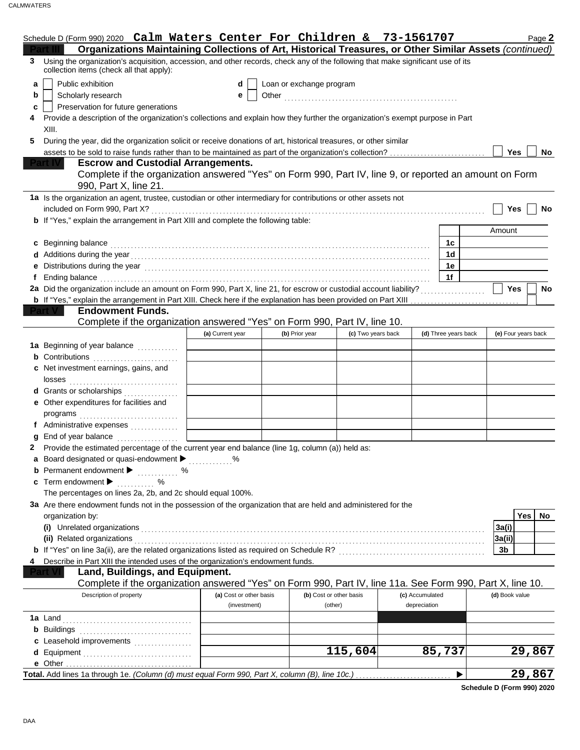Schedule D (Form 990) 2020 **Calm Waters Center For Children & 73-1561707** Page **2**

## Part III Organizations Maintaining Collections of Art, Historical Treasures, or Other Similar Assets *(continued)*

**3** Using the organization's acquisition, accession, and other records, check any of the following that make significant use of its collection items (check all that apply):

- **a** ☐ Public exhibition
- **b** ☐ Scholarly research
- **c** ☐ Preservation for future generations
- **d** ☐ Loan or exchange program
- **e** ☐ Other

**4** Provide a description of the organization's collections and explain how they further the organization's exempt purpose in Part XIII.

**5** During the year, did the organization solicit or receive donations of art, historical treasures, or other similar assets to be sold to raise funds rather than to be maintained as part of the organization's collection? ☐ Yes ☐ No

## Part IV Escrow and Custodial Arrangements.

Complete if the organization answered "Yes" on Form 990, Part IV, line 9, or reported an amount on Form 990, Part X, line 21.

**1a** Is the organization an agent, trustee, custodian or other intermediary for contributions or other assets not included on Form 990, Part X? ☐ Yes ☐ No

**b** If "Yes," explain the arrangement in Part XIII and complete the following table:

| | | Amount |
|---|---|---|
| **c** Beginning balance | 1c | |
| **d** Additions during the year | 1d | |
| **e** Distributions during the year | 1e | |
| **f** Ending balance | 1f | |

**2a** Did the organization include an amount on Form 990, Part X, line 21, for escrow or custodial account liability? ☐ Yes ☐ No

**b** If "Yes," explain the arrangement in Part XIII. Check here if the explanation has been provided on Part XIII ☐

## Part V Endowment Funds.

Complete if the organization answered "Yes" on Form 990, Part IV, line 10.

| | (a) Current year | (b) Prior year | (c) Two years back | (d) Three years back | (e) Four years back |
|---|---|---|---|---|---|
| **1a** Beginning of year balance | | | | | |
| **b** Contributions | | | | | |
| **c** Net investment earnings, gains, and losses | | | | | |
| **d** Grants or scholarships | | | | | |
| **e** Other expenditures for facilities and programs | | | | | |
| **f** Administrative expenses | | | | | |
| **g** End of year balance | | | | | |

**2** Provide the estimated percentage of the current year end balance (line 1g, column (a)) held as:

- **a** Board designated or quasi-endowment ▶ %
- **b** Permanent endowment ▶ %
- **c** Term endowment ▶ %

The percentages on lines 2a, 2b, and 2c should equal 100%.

**3a** Are there endowment funds not in the possession of the organization that are held and administered for the organization by:

| | | Yes | No |
|---|---|---|---|
| **(i)** Unrelated organizations | 3a(i) | | |
| **(ii)** Related organizations | 3a(ii) | | |
| **b** If "Yes" on line 3a(ii), are the related organizations listed as required on Schedule R? | 3b | | |

**4** Describe in Part XIII the intended uses of the organization's endowment funds.

## Part VI Land, Buildings, and Equipment.

Complete if the organization answered "Yes" on Form 990, Part IV, line 11a. See Form 990, Part X, line 10.

| Description of property | (a) Cost or other basis (investment) | (b) Cost or other basis (other) | (c) Accumulated depreciation | (d) Book value |
|---|---|---|---|---|
| **1a** Land | | | | |
| **b** Buildings | | | | |
| **c** Leasehold improvements | | | | |
| **d** Equipment | | 115,604 | 85,737 | 29,867 |
| **e** Other | | | | |
| **Total.** Add lines 1a through 1e. *(Column (d) must equal Form 990, Part X, column (B), line 10c.)* ▶ | | | | 29,867 |

**Schedule D (Form 990) 2020**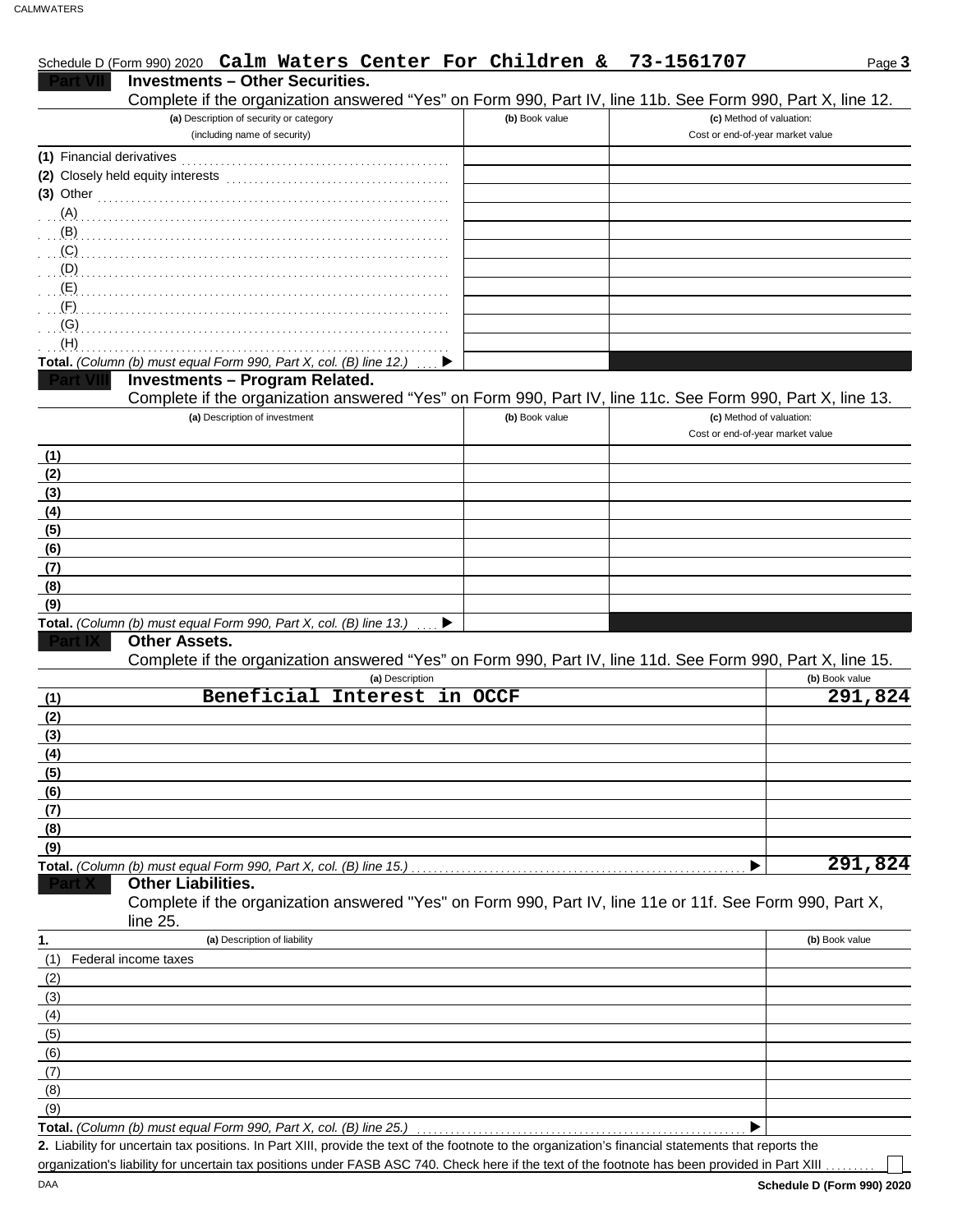Schedule D (Form 990) 2020 **Calm Waters Center For Children & 73-1561707**

## Part VII Investments – Other Securities.

Complete if the organization answered "Yes" on Form 990, Part IV, line 11b. See Form 990, Part X, line 12.

| (a) Description of security or category (including name of security) | (b) Book value | (c) Method of valuation: Cost or end-of-year market value |
|---|---|---|
| (1) Financial derivatives | | |
| (2) Closely held equity interests | | |
| (3) Other | | |
| (A) | | |
| (B) | | |
| (C) | | |
| (D) | | |
| (E) | | |
| (F) | | |
| (G) | | |
| (H) | | |
| **Total.** *(Column (b) must equal Form 990, Part X, col. (B) line 12.)* ▶ | | |

## Part VIII Investments – Program Related.

Complete if the organization answered "Yes" on Form 990, Part IV, line 11c. See Form 990, Part X, line 13.

| (a) Description of investment | (b) Book value | (c) Method of valuation: Cost or end-of-year market value |
|---|---|---|
| (1) | | |
| (2) | | |
| (3) | | |
| (4) | | |
| (5) | | |
| (6) | | |
| (7) | | |
| (8) | | |
| (9) | | |
| **Total.** *(Column (b) must equal Form 990, Part X, col. (B) line 13.)* ▶ | | |

## Part IX Other Assets.

Complete if the organization answered "Yes" on Form 990, Part IV, line 11d. See Form 990, Part X, line 15.

| | (a) Description | (b) Book value |
|---|---|---|
| (1) | Beneficial Interest in OCCF | 291,824 |
| (2) | | |
| (3) | | |
| (4) | | |
| (5) | | |
| (6) | | |
| (7) | | |
| (8) | | |
| (9) | | |
| **Total.** *(Column (b) must equal Form 990, Part X, col. (B) line 15.)* ▶ | | 291,824 |

## Part X Other Liabilities.

Complete if the organization answered "Yes" on Form 990, Part IV, line 11e or 11f. See Form 990, Part X, line 25.

| 1. | (a) Description of liability | (b) Book value |
|---|---|---|
| (1) | Federal income taxes | |
| (2) | | |
| (3) | | |
| (4) | | |
| (5) | | |
| (6) | | |
| (7) | | |
| (8) | | |
| (9) | | |
| **Total.** *(Column (b) must equal Form 990, Part X, col. (B) line 25.)* ▶ | | |

**2.** Liability for uncertain tax positions. In Part XIII, provide the text of the footnote to the organization's financial statements that reports the organization's liability for uncertain tax positions under FASB ASC 740. Check here if the text of the footnote has been provided in Part XIII ☐

DAA **Schedule D (Form 990) 2020**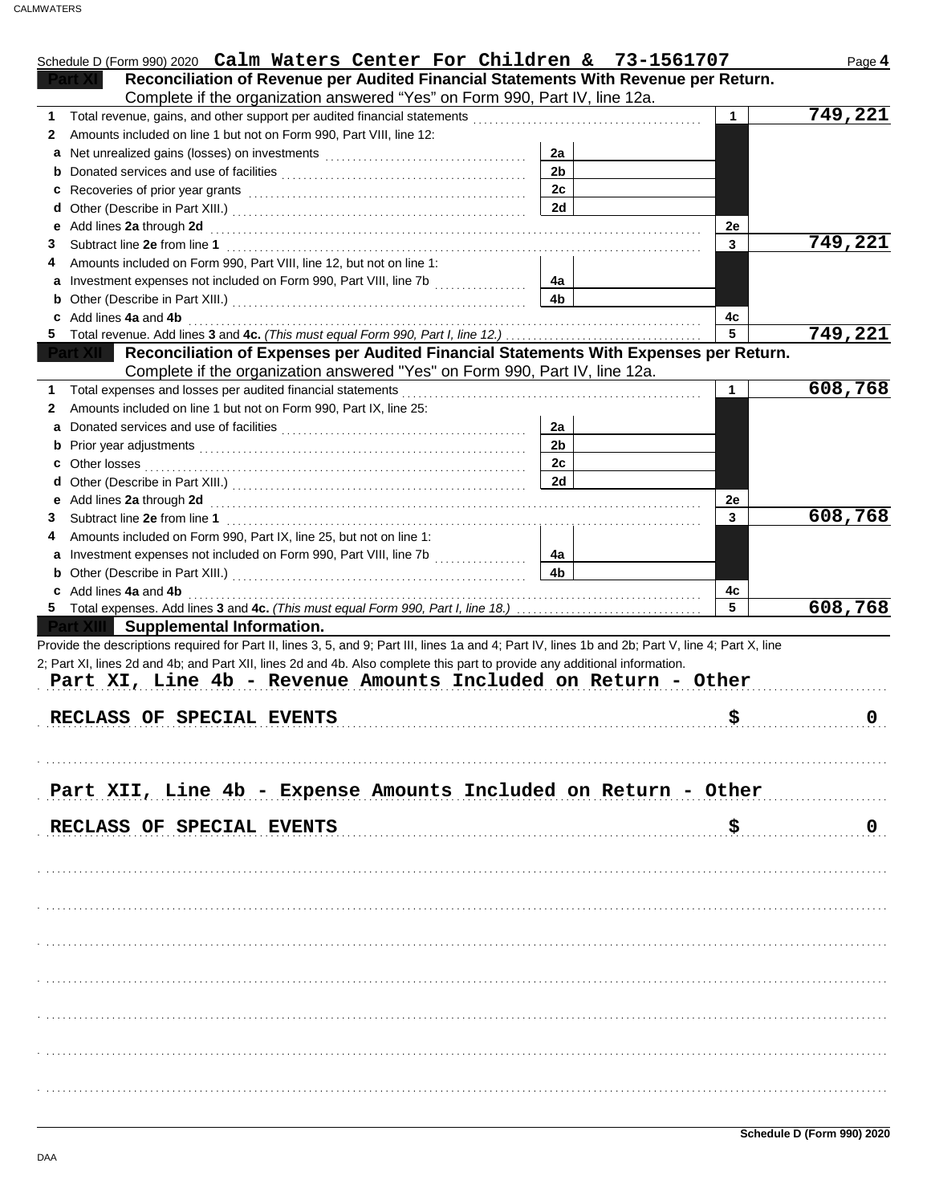Schedule D (Form 990) 2020 **Calm Waters Center For Children & 73-1561707** Page **4**

## Part XI Reconciliation of Revenue per Audited Financial Statements With Revenue per Return.

Complete if the organization answered "Yes" on Form 990, Part IV, line 12a.

| | | | | | |
|---|---|---|---|---|---|
| **1** | Total revenue, gains, and other support per audited financial statements | | | 1 | 749,221 |
| **2** | Amounts included on line 1 but not on Form 990, Part VIII, line 12: | | | | |
| **a** | Net unrealized gains (losses) on investments | 2a | | | |
| **b** | Donated services and use of facilities | 2b | | | |
| **c** | Recoveries of prior year grants | 2c | | | |
| **d** | Other (Describe in Part XIII.) | 2d | | | |
| **e** | Add lines **2a** through **2d** | | | 2e | |
| **3** | Subtract line **2e** from line **1** | | | 3 | 749,221 |
| **4** | Amounts included on Form 990, Part VIII, line 12, but not on line 1: | | | | |
| **a** | Investment expenses not included on Form 990, Part VIII, line 7b | 4a | | | |
| **b** | Other (Describe in Part XIII.) | 4b | | | |
| **c** | Add lines **4a** and **4b** | | | 4c | |
| **5** | Total revenue. Add lines **3** and **4c.** *(This must equal Form 990, Part I, line 12.)* | | | 5 | 749,221 |

## Part XII Reconciliation of Expenses per Audited Financial Statements With Expenses per Return.

Complete if the organization answered "Yes" on Form 990, Part IV, line 12a.

| | | | | | |
|---|---|---|---|---|---|
| **1** | Total expenses and losses per audited financial statements | | | 1 | 608,768 |
| **2** | Amounts included on line 1 but not on Form 990, Part IX, line 25: | | | | |
| **a** | Donated services and use of facilities | 2a | | | |
| **b** | Prior year adjustments | 2b | | | |
| **c** | Other losses | 2c | | | |
| **d** | Other (Describe in Part XIII.) | 2d | | | |
| **e** | Add lines **2a** through **2d** | | | 2e | |
| **3** | Subtract line **2e** from line **1** | | | 3 | 608,768 |
| **4** | Amounts included on Form 990, Part IX, line 25, but not on line 1: | | | | |
| **a** | Investment expenses not included on Form 990, Part VIII, line 7b | 4a | | | |
| **b** | Other (Describe in Part XIII.) | 4b | | | |
| **c** | Add lines **4a** and **4b** | | | 4c | |
| **5** | Total expenses. Add lines **3** and **4c.** *(This must equal Form 990, Part I, line 18.)* | | | 5 | 608,768 |

## Part XIII Supplemental Information.

Provide the descriptions required for Part II, lines 3, 5, and 9; Part III, lines 1a and 4; Part IV, lines 1b and 2b; Part V, line 4; Part X, line 2; Part XI, lines 2d and 4b; and Part XII, lines 2d and 4b. Also complete this part to provide any additional information.

**Part XI, Line 4b - Revenue Amounts Included on Return - Other**

RECLASS OF SPECIAL EVENTS $ 0

**Part XII, Line 4b - Expense Amounts Included on Return - Other**

RECLASS OF SPECIAL EVENTS $ 0

Schedule D (Form 990) 2020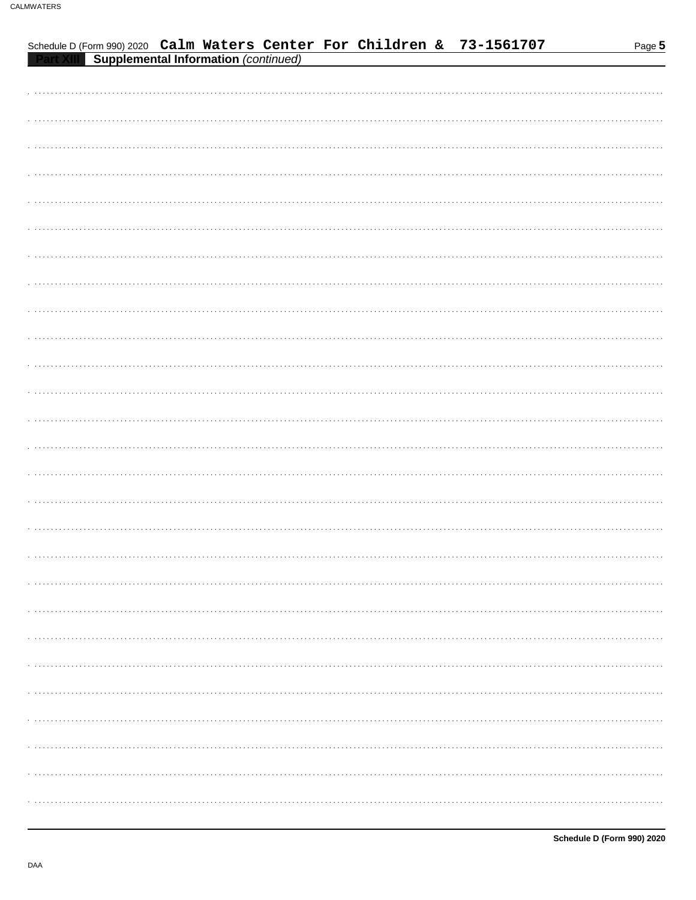Schedule D (Form 990) 2020 Calm Waters Center For Children & 73-1561707

**Part XIII** **Supplemental Information** *(continued)*

Schedule D (Form 990) 2020

DAA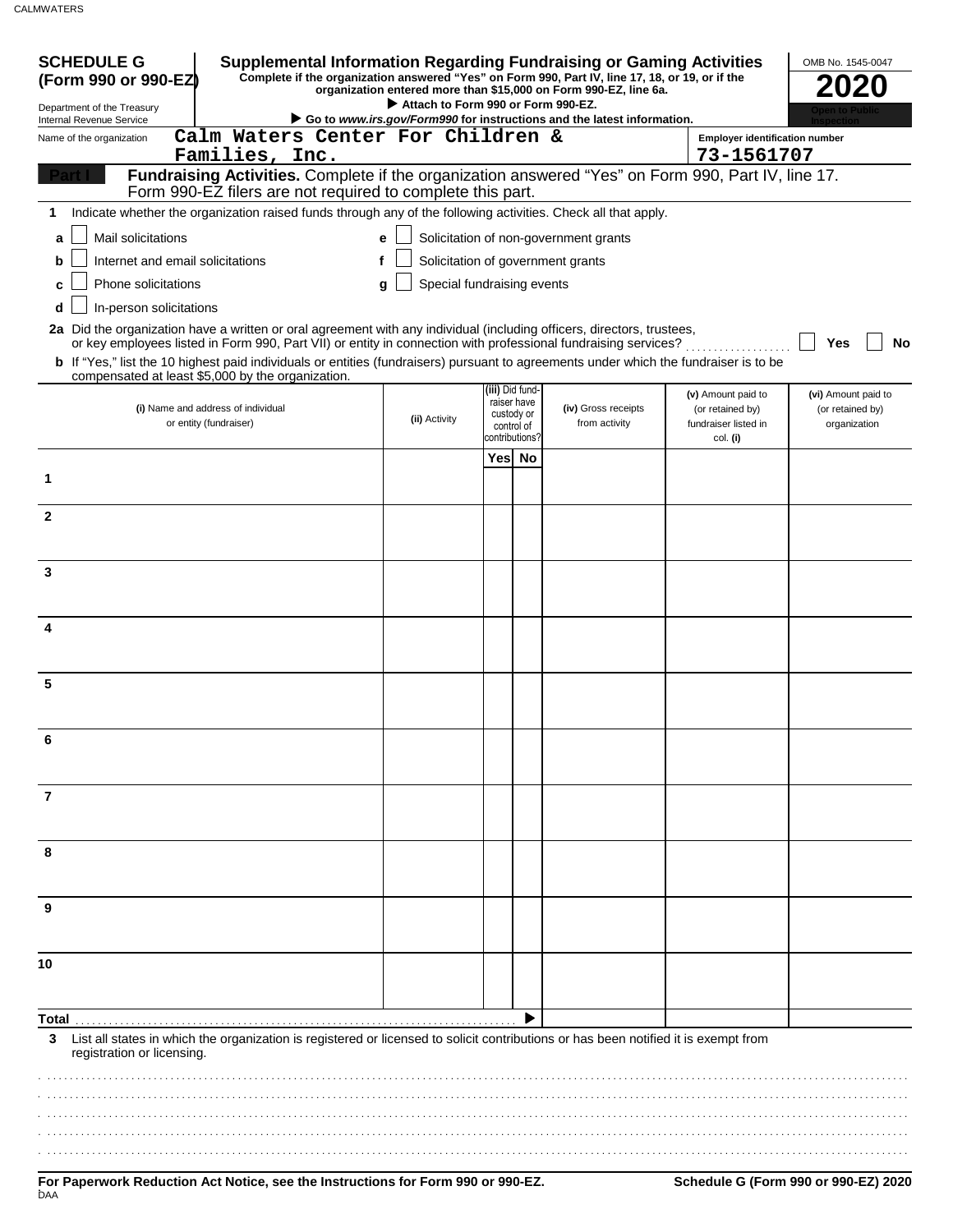**SCHEDULE G (Form 990 or 990-EZ)**

Department of the Treasury
Internal Revenue Service

# Supplemental Information Regarding Fundraising or Gaming Activities

**Complete if the organization answered "Yes" on Form 990, Part IV, line 17, 18, or 19, or if the organization entered more than $15,000 on Form 990-EZ, line 6a.**

▶ **Attach to Form 990 or Form 990-EZ.**

▶ **Go to *www.irs.gov/Form990* for instructions and the latest information.**

OMB No. 1545-0047

**2020**

**Open to Public Inspection**

Name of the organization: Calm Waters Center For Children & Families, Inc.

Employer identification number: 73-1561707

**Part I** **Fundraising Activities.** Complete if the organization answered "Yes" on Form 990, Part IV, line 17. Form 990-EZ filers are not required to complete this part.

**1** Indicate whether the organization raised funds through any of the following activities. Check all that apply.

- **a** ☐ Mail solicitations
- **b** ☐ Internet and email solicitations
- **c** ☐ Phone solicitations
- **d** ☐ In-person solicitations
- **e** ☐ Solicitation of non-government grants
- **f** ☐ Solicitation of government grants
- **g** ☐ Special fundraising events

**2a** Did the organization have a written or oral agreement with any individual (including officers, directors, trustees, or key employees listed in Form 990, Part VII) or entity in connection with professional fundraising services? ☐ **Yes** ☐ **No**

**b** If "Yes," list the 10 highest paid individuals or entities (fundraisers) pursuant to agreements under which the fundraiser is to be compensated at least $5,000 by the organization.

| | (i) Name and address of individual or entity (fundraiser) | (ii) Activity | (iii) Did fund-raiser have custody or control of contributions? Yes | No | (iv) Gross receipts from activity | (v) Amount paid to (or retained by) fundraiser listed in col. (i) | (vi) Amount paid to (or retained by) organization |
|---|---|---|---|---|---|---|---|
| 1 | | | | | | | |
| 2 | | | | | | | |
| 3 | | | | | | | |
| 4 | | | | | | | |
| 5 | | | | | | | |
| 6 | | | | | | | |
| 7 | | | | | | | |
| 8 | | | | | | | |
| 9 | | | | | | | |
| 10 | | | | | | | |
| **Total** ▶ | | | | | | | |

**3** List all states in which the organization is registered or licensed to solicit contributions or has been notified it is exempt from registration or licensing.

**For Paperwork Reduction Act Notice, see the Instructions for Form 990 or 990-EZ.** **Schedule G (Form 990 or 990-EZ) 2020**

DAA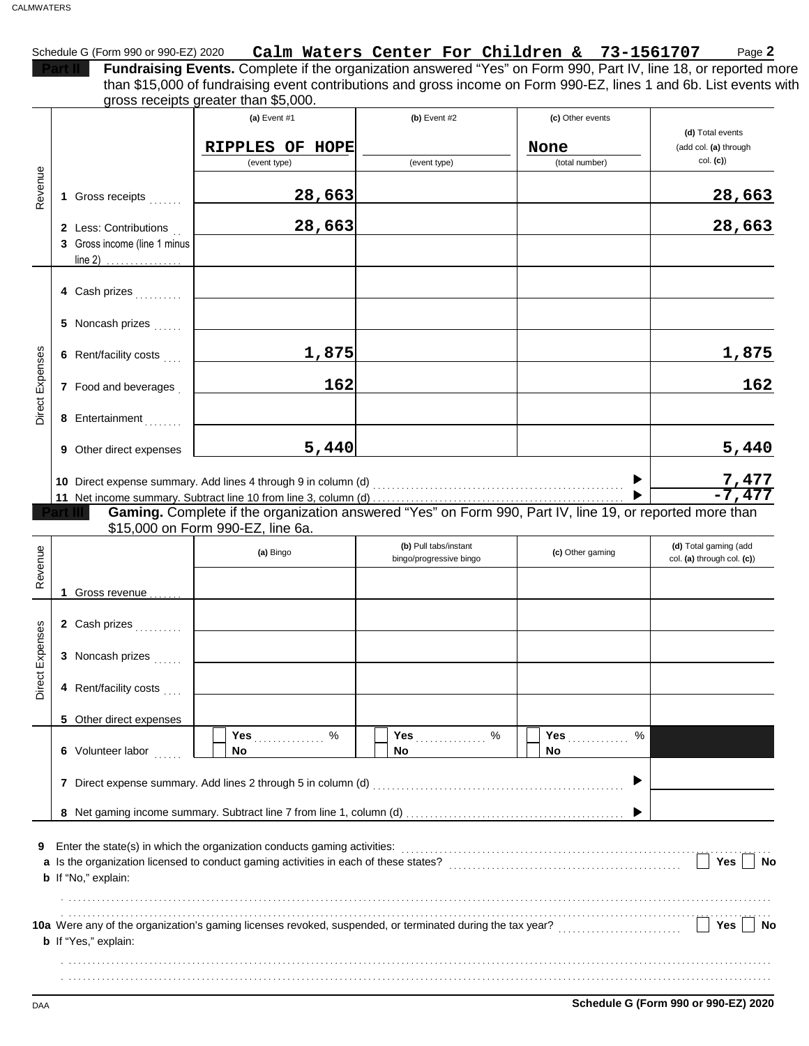Schedule G (Form 990 or 990-EZ) 2020 **Calm Waters Center For Children & 73-1561707** Page **2**

**Part II** **Fundraising Events.** Complete if the organization answered "Yes" on Form 990, Part IV, line 18, or reported more than $15,000 of fundraising event contributions and gross income on Form 990-EZ, lines 1 and 6b. List events with gross receipts greater than $5,000.

| | | (a) Event #1 | (b) Event #2 | (c) Other events | (d) Total events (add col. (a) through col. (c)) |
|---|---|---|---|---|---|
| | | RIPPLES OF HOPE (event type) | (event type) | None (total number) | |
| Revenue | 1 Gross receipts | 28,663 | | | 28,663 |
| | 2 Less: Contributions | 28,663 | | | 28,663 |
| | 3 Gross income (line 1 minus line 2) | | | | |
| Direct Expenses | 4 Cash prizes | | | | |
| | 5 Noncash prizes | | | | |
| | 6 Rent/facility costs | 1,875 | | | 1,875 |
| | 7 Food and beverages | 162 | | | 162 |
| | 8 Entertainment | | | | |
| | 9 Other direct expenses | 5,440 | | | 5,440 |

10 Direct expense summary. Add lines 4 through 9 in column (d) ▶ 7,477

11 Net income summary. Subtract line 10 from line 3, column (d) ▶ -7,477

**Part III** **Gaming.** Complete if the organization answered "Yes" on Form 990, Part IV, line 19, or reported more than $15,000 on Form 990-EZ, line 6a.

| | | (a) Bingo | (b) Pull tabs/instant bingo/progressive bingo | (c) Other gaming | (d) Total gaming (add col. (a) through col. (c)) |
|---|---|---|---|---|---|
| Revenue | 1 Gross revenue | | | | |
| Direct Expenses | 2 Cash prizes | | | | |
| | 3 Noncash prizes | | | | |
| | 4 Rent/facility costs | | | | |
| | 5 Other direct expenses | | | | |
| | 6 Volunteer labor | Yes ___ % / No | Yes ___ % / No | Yes ___ % / No | |

7 Direct expense summary. Add lines 2 through 5 in column (d) ▶

8 Net gaming income summary. Subtract line 7 from line 1, column (d) ▶

9 Enter the state(s) in which the organization conducts gaming activities:

a Is the organization licensed to conduct gaming activities in each of these states? Yes No

b If "No," explain:

10a Were any of the organization's gaming licenses revoked, suspended, or terminated during the tax year? Yes No

b If "Yes," explain:

**Schedule G (Form 990 or 990-EZ) 2020**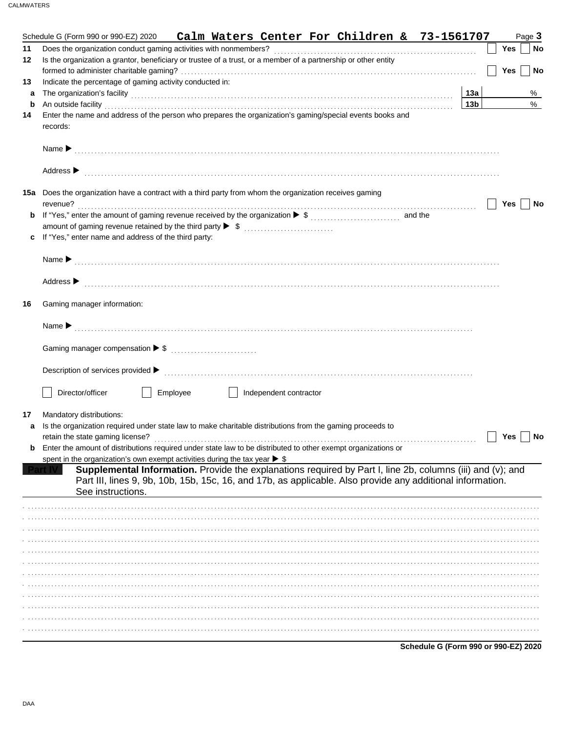Schedule G (Form 990 or 990-EZ) 2020 **Calm Waters Center For Children & 73-1561707** Page **3**

**11** Does the organization conduct gaming activities with nonmembers? ☐ Yes ☐ No

**12** Is the organization a grantor, beneficiary or trustee of a trust, or a member of a partnership or other entity formed to administer charitable gaming? ☐ Yes ☐ No

**13** Indicate the percentage of gaming activity conducted in:

**a** The organization's facility **13a** %

**b** An outside facility **13b** %

**14** Enter the name and address of the person who prepares the organization's gaming/special events books and records:

Name ▶

Address ▶

**15a** Does the organization have a contract with a third party from whom the organization receives gaming revenue? ☐ Yes ☐ No

**b** If "Yes," enter the amount of gaming revenue received by the organization ▶ $ and the amount of gaming revenue retained by the third party ▶ $

**c** If "Yes," enter name and address of the third party:

Name ▶

Address ▶

**16** Gaming manager information:

Name ▶

Gaming manager compensation ▶ $

Description of services provided ▶

☐ Director/officer ☐ Employee ☐ Independent contractor

**17** Mandatory distributions:

**a** Is the organization required under state law to make charitable distributions from the gaming proceeds to retain the state gaming license? ☐ Yes ☐ No

**b** Enter the amount of distributions required under state law to be distributed to other exempt organizations or spent in the organization's own exempt activities during the tax year ▶ $

**Part IV** **Supplemental Information.** Provide the explanations required by Part I, line 2b, columns (iii) and (v); and Part III, lines 9, 9b, 10b, 15b, 15c, 16, and 17b, as applicable. Also provide any additional information. See instructions.

**Schedule G (Form 990 or 990-EZ) 2020**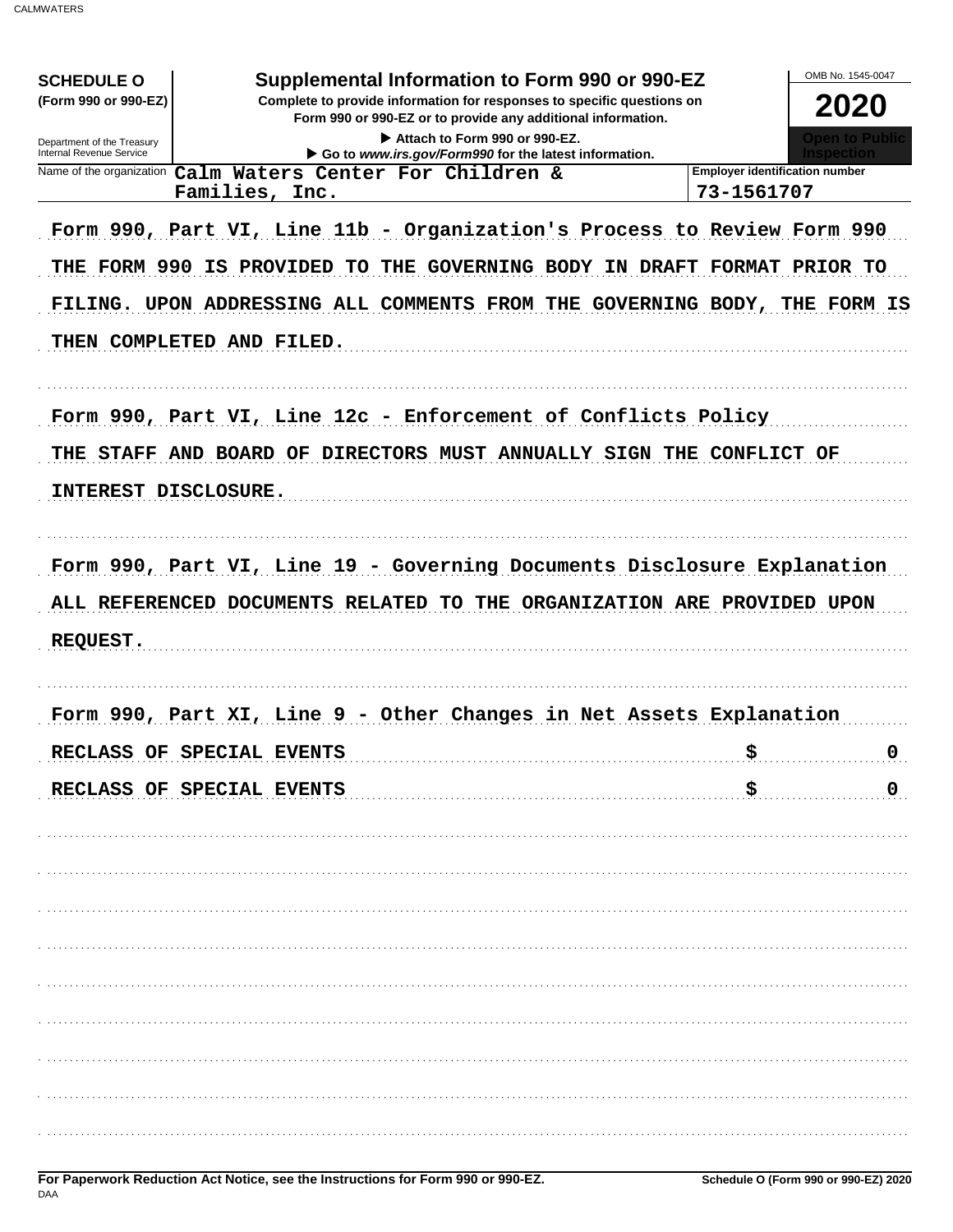CALMWATERS

**SCHEDULE O** (Form 990 or 990-EZ)

Department of the Treasury
Internal Revenue Service

# Supplemental Information to Form 990 or 990-EZ

**Complete to provide information for responses to specific questions on Form 990 or 990-EZ or to provide any additional information.**

▶ Attach to Form 990 or 990-EZ.
▶ Go to *www.irs.gov/Form990* for the latest information.

OMB No. 1545-0047

**2020**

**Open to Public Inspection**

Name of the organization: **Calm Waters Center For Children & Families, Inc.**

Employer identification number: **73-1561707**

Form 990, Part VI, Line 11b - Organization's Process to Review Form 990

THE FORM 990 IS PROVIDED TO THE GOVERNING BODY IN DRAFT FORMAT PRIOR TO FILING. UPON ADDRESSING ALL COMMENTS FROM THE GOVERNING BODY, THE FORM IS THEN COMPLETED AND FILED.

Form 990, Part VI, Line 12c - Enforcement of Conflicts Policy

THE STAFF AND BOARD OF DIRECTORS MUST ANNUALLY SIGN THE CONFLICT OF INTEREST DISCLOSURE.

Form 990, Part VI, Line 19 - Governing Documents Disclosure Explanation

ALL REFERENCED DOCUMENTS RELATED TO THE ORGANIZATION ARE PROVIDED UPON REQUEST.

Form 990, Part XI, Line 9 - Other Changes in Net Assets Explanation

| | |
|---|---|
| RECLASS OF SPECIAL EVENTS | $ 0 |
| RECLASS OF SPECIAL EVENTS | $ 0 |

**For Paperwork Reduction Act Notice, see the Instructions for Form 990 or 990-EZ.**

DAA

**Schedule O (Form 990 or 990-EZ) 2020**